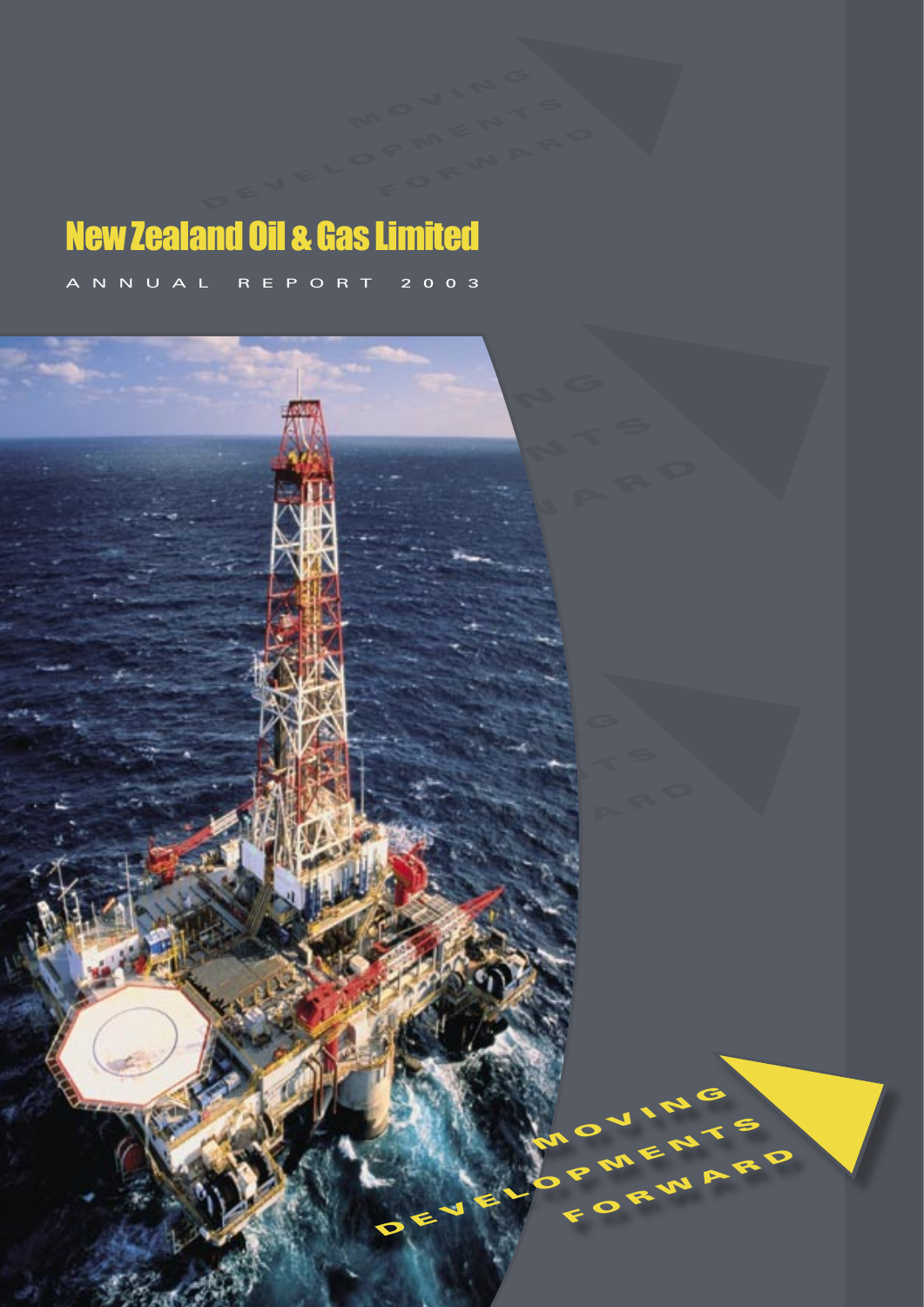# New Zealand Oil & Gas Limited

ANNUAL REPORT 2003

MOVING DEVELOPMENTS FORWARD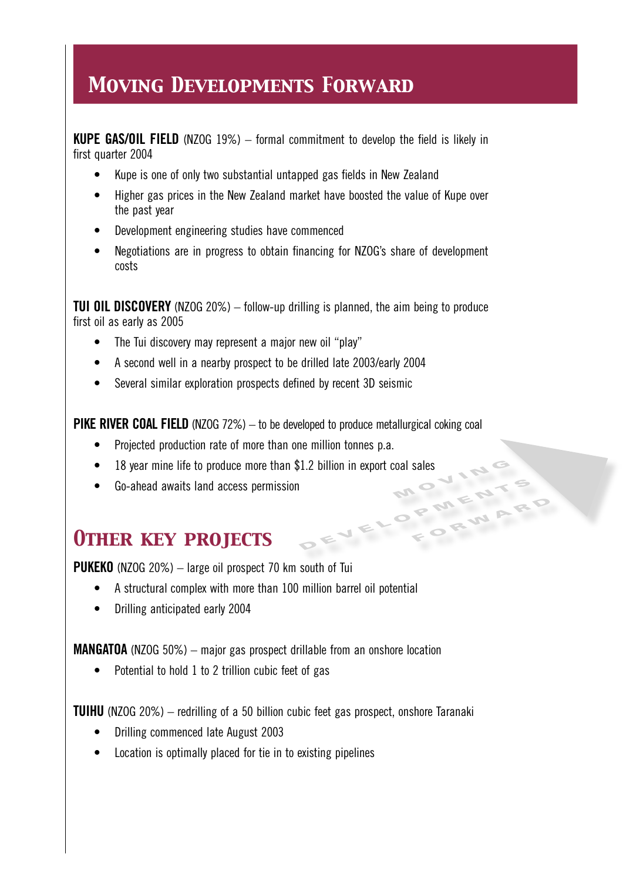# Moving Developments Forward

**KUPE GAS/OIL FIELD** (NZOG 19%) – formal commitment to develop the field is likely in first quarter 2004

- Kupe is one of only two substantial untapped gas fields in New Zealand
- Higher gas prices in the New Zealand market have boosted the value of Kupe over the past year
- Development engineering studies have commenced
- Negotiations are in progress to obtain financing for NZOG's share of development costs

**TUI OIL DISCOVERY** (NZOG 20%) – follow-up drilling is planned, the aim being to produce first oil as early as 2005

- The Tui discovery may represent a major new oil "play"
- A second well in a nearby prospect to be drilled late 2003/early 2004
- Several similar exploration prospects defined by recent 3D seismic

**PIKE RIVER COAL FIELD** (NZOG 72%) – to be developed to produce metallurgical coking coal

- Projected production rate of more than one million tonnes p.a.
- 18 year mine life to produce more than $1.2 billion in export coal sales
- Go-ahead awaits land access permission

## Other key projects

**PUKEKO** (NZOG 20%) – large oil prospect 70 km south of Tui

- A structural complex with more than 100 million barrel oil potential
- Drilling anticipated early 2004

**MANGATOA** (NZOG 50%) – major gas prospect drillable from an onshore location

- Potential to hold 1 to 2 trillion cubic feet of gas

**TUIHU** (NZOG 20%) – redrilling of a 50 billion cubic feet gas prospect, onshore Taranaki

- Drilling commenced late August 2003
- Location is optimally placed for tie in to existing pipelines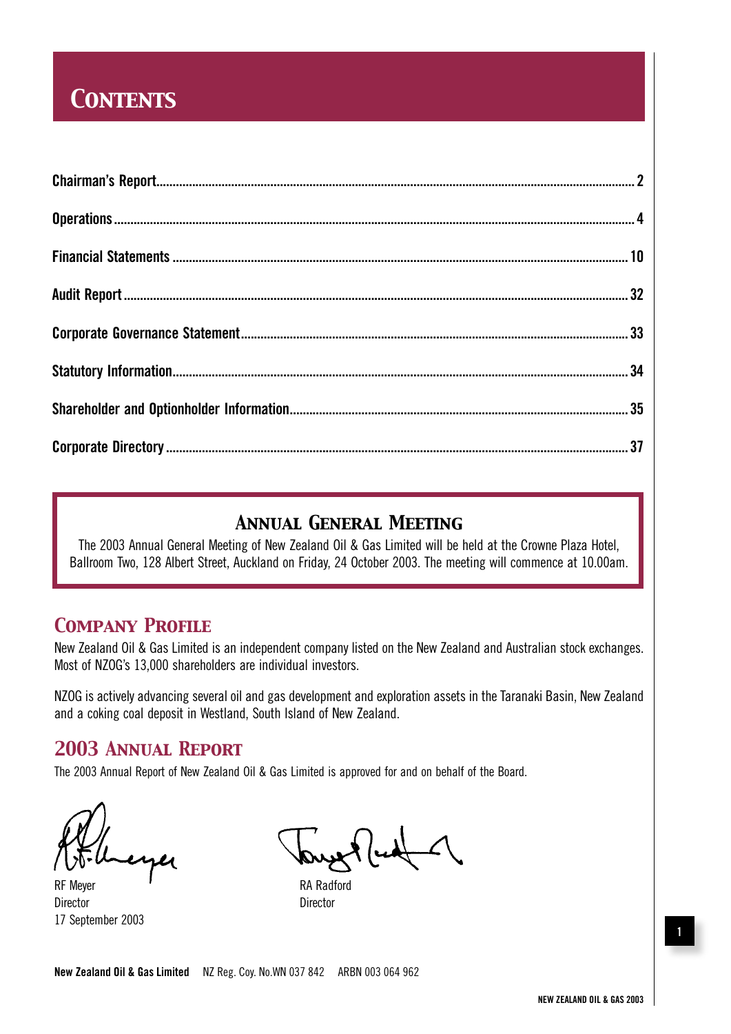# Contents

| | |
|---|---|
| Chairman's Report | 2 |
| Operations | 4 |
| Financial Statements | 10 |
| Audit Report | 32 |
| Corporate Governance Statement | 33 |
| Statutory Information | 34 |
| Shareholder and Optionholder Information | 35 |
| Corporate Directory | 37 |

## Annual General Meeting

The 2003 Annual General Meeting of New Zealand Oil & Gas Limited will be held at the Crowne Plaza Hotel, Ballroom Two, 128 Albert Street, Auckland on Friday, 24 October 2003. The meeting will commence at 10.00am.

## Company Profile

New Zealand Oil & Gas Limited is an independent company listed on the New Zealand and Australian stock exchanges. Most of NZOG's 13,000 shareholders are individual investors.

NZOG is actively advancing several oil and gas development and exploration assets in the Taranaki Basin, New Zealand and a coking coal deposit in Westland, South Island of New Zealand.

## 2003 Annual Report

The 2003 Annual Report of New Zealand Oil & Gas Limited is approved for and on behalf of the Board.

RF Meyer
Director
17 September 2003

RA Radford
Director

**New Zealand Oil & Gas Limited** NZ Reg. Coy. No.WN 037 842 ARBN 003 064 962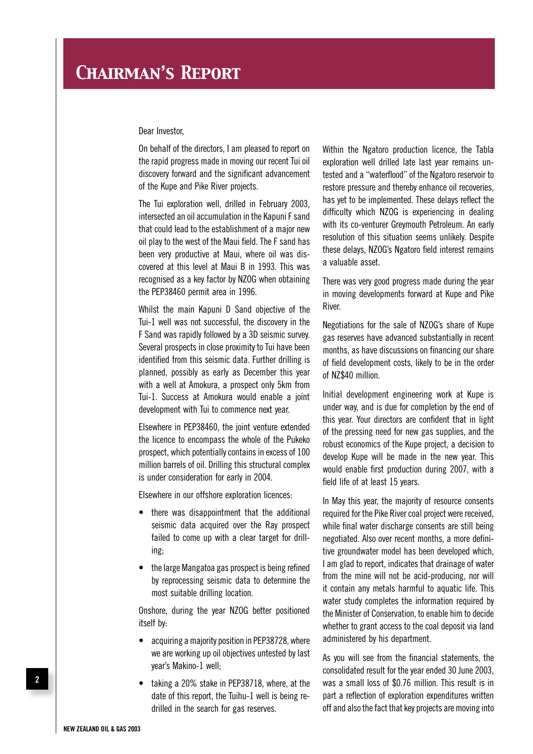# Chairman's Report

Dear Investor,

On behalf of the directors, I am pleased to report on the rapid progress made in moving our recent Tui oil discovery forward and the significant advancement of the Kupe and Pike River projects.

The Tui exploration well, drilled in February 2003, intersected an oil accumulation in the Kapuni F sand that could lead to the establishment of a major new oil play to the west of the Maui field. The F sand has been very productive at Maui, where oil was discovered at this level at Maui B in 1993. This was recognised as a key factor by NZOG when obtaining the PEP38460 permit area in 1996.

Whilst the main Kapuni D Sand objective of the Tui-1 well was not successful, the discovery in the F Sand was rapidly followed by a 3D seismic survey. Several prospects in close proximity to Tui have been identified from this seismic data. Further drilling is planned, possibly as early as December this year with a well at Amokura, a prospect only 5km from Tui-1. Success at Amokura would enable a joint development with Tui to commence next year.

Elsewhere in PEP38460, the joint venture extended the licence to encompass the whole of the Pukeko prospect, which potentially contains in excess of 100 million barrels of oil. Drilling this structural complex is under consideration for early in 2004.

Elsewhere in our offshore exploration licences:

- there was disappointment that the additional seismic data acquired over the Ray prospect failed to come up with a clear target for drilling;
- the large Mangatoa gas prospect is being refined by reprocessing seismic data to determine the most suitable drilling location.

Onshore, during the year NZOG better positioned itself by:

- acquiring a majority position in PEP38728, where we are working up oil objectives untested by last year's Makino-1 well;
- taking a 20% stake in PEP38718, where, at the date of this report, the Tuihu-1 well is being re-drilled in the search for gas reserves.

Within the Ngatoro production licence, the Tabla exploration well drilled late last year remains untested and a "waterflood" of the Ngatoro reservoir to restore pressure and thereby enhance oil recoveries, has yet to be implemented. These delays reflect the difficulty which NZOG is experiencing in dealing with its co-venturer Greymouth Petroleum. An early resolution of this situation seems unlikely. Despite these delays, NZOG's Ngatoro field interest remains a valuable asset.

There was very good progress made during the year in moving developments forward at Kupe and Pike River.

Negotiations for the sale of NZOG's share of Kupe gas reserves have advanced substantially in recent months, as have discussions on financing our share of field development costs, likely to be in the order of NZ$40 million.

Initial development engineering work at Kupe is under way, and is due for completion by the end of this year. Your directors are confident that in light of the pressing need for new gas supplies, and the robust economics of the Kupe project, a decision to develop Kupe will be made in the new year. This would enable first production during 2007, with a field life of at least 15 years.

In May this year, the majority of resource consents required for the Pike River coal project were received, while final water discharge consents are still being negotiated. Also over recent months, a more definitive groundwater model has been developed which, I am glad to report, indicates that drainage of water from the mine will not be acid-producing, nor will it contain any metals harmful to aquatic life. This water study completes the information required by the Minister of Conservation, to enable him to decide whether to grant access to the coal deposit via land administered by his department.

As you will see from the financial statements, the consolidated result for the year ended 30 June 2003, was a small loss of $0.76 million. This result is in part a reflection of exploration expenditures written off and also the fact that key projects are moving into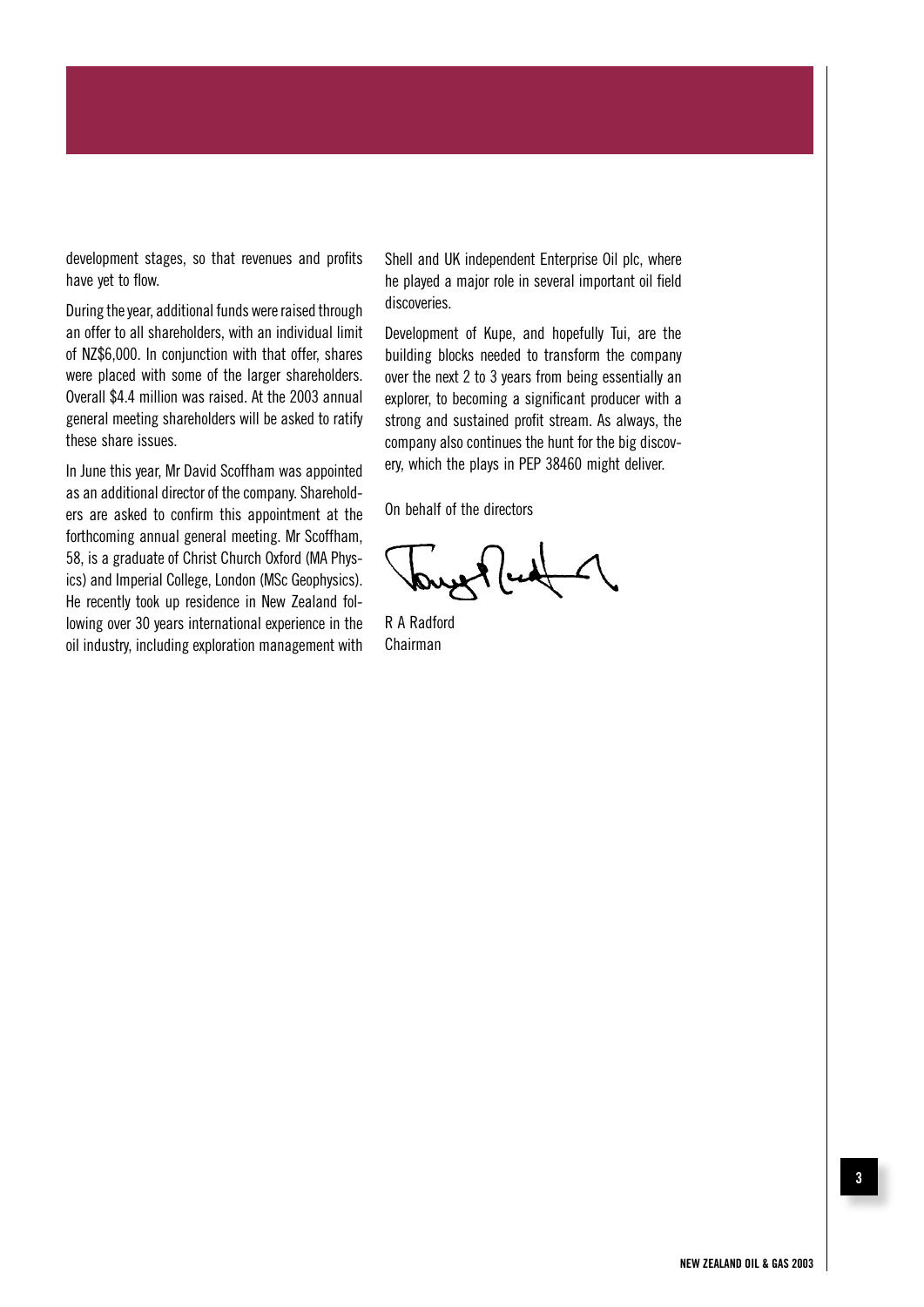development stages, so that revenues and profits have yet to flow.

During the year, additional funds were raised through an offer to all shareholders, with an individual limit of NZ$6,000. In conjunction with that offer, shares were placed with some of the larger shareholders. Overall $4.4 million was raised. At the 2003 annual general meeting shareholders will be asked to ratify these share issues.

In June this year, Mr David Scoffham was appointed as an additional director of the company. Shareholders are asked to confirm this appointment at the forthcoming annual general meeting. Mr Scoffham, 58, is a graduate of Christ Church Oxford (MA Physics) and Imperial College, London (MSc Geophysics). He recently took up residence in New Zealand following over 30 years international experience in the oil industry, including exploration management with Shell and UK independent Enterprise Oil plc, where he played a major role in several important oil field discoveries.

Development of Kupe, and hopefully Tui, are the building blocks needed to transform the company over the next 2 to 3 years from being essentially an explorer, to becoming a significant producer with a strong and sustained profit stream. As always, the company also continues the hunt for the big discovery, which the plays in PEP 38460 might deliver.

On behalf of the directors

R A Radford
Chairman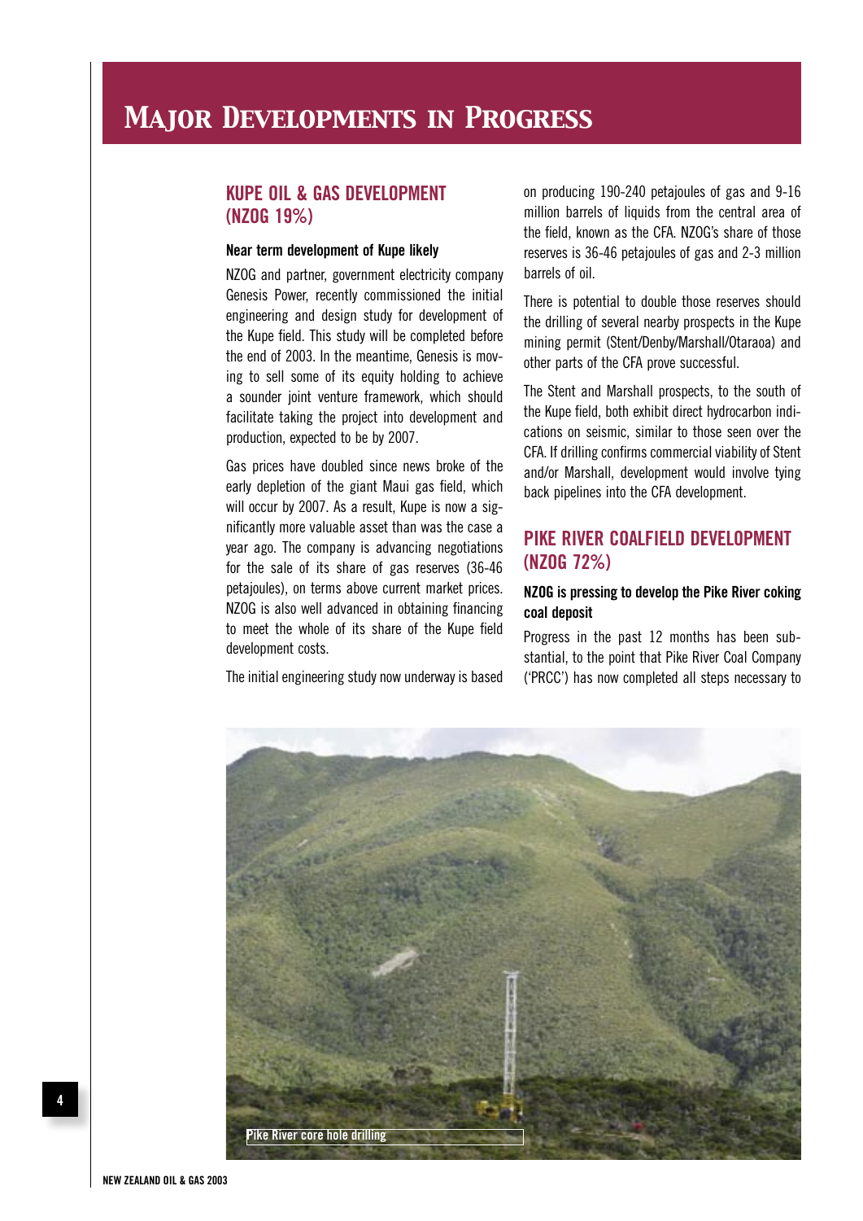# Major Developments in Progress

## KUPE OIL & GAS DEVELOPMENT (NZOG 19%)

**Near term development of Kupe likely**

NZOG and partner, government electricity company Genesis Power, recently commissioned the initial engineering and design study for development of the Kupe field. This study will be completed before the end of 2003. In the meantime, Genesis is moving to sell some of its equity holding to achieve a sounder joint venture framework, which should facilitate taking the project into development and production, expected to be by 2007.

Gas prices have doubled since news broke of the early depletion of the giant Maui gas field, which will occur by 2007. As a result, Kupe is now a significantly more valuable asset than was the case a year ago. The company is advancing negotiations for the sale of its share of gas reserves (36-46 petajoules), on terms above current market prices. NZOG is also well advanced in obtaining financing to meet the whole of its share of the Kupe field development costs.

The initial engineering study now underway is based on producing 190-240 petajoules of gas and 9-16 million barrels of liquids from the central area of the field, known as the CFA. NZOG's share of those reserves is 36-46 petajoules of gas and 2-3 million barrels of oil.

There is potential to double those reserves should the drilling of several nearby prospects in the Kupe mining permit (Stent/Denby/Marshall/Otaraoa) and other parts of the CFA prove successful.

The Stent and Marshall prospects, to the south of the Kupe field, both exhibit direct hydrocarbon indications on seismic, similar to those seen over the CFA. If drilling confirms commercial viability of Stent and/or Marshall, development would involve tying back pipelines into the CFA development.

## PIKE RIVER COALFIELD DEVELOPMENT (NZOG 72%)

**NZOG is pressing to develop the Pike River coking coal deposit**

Progress in the past 12 months has been substantial, to the point that Pike River Coal Company ('PRCC') has now completed all steps necessary to

Pike River core hole drilling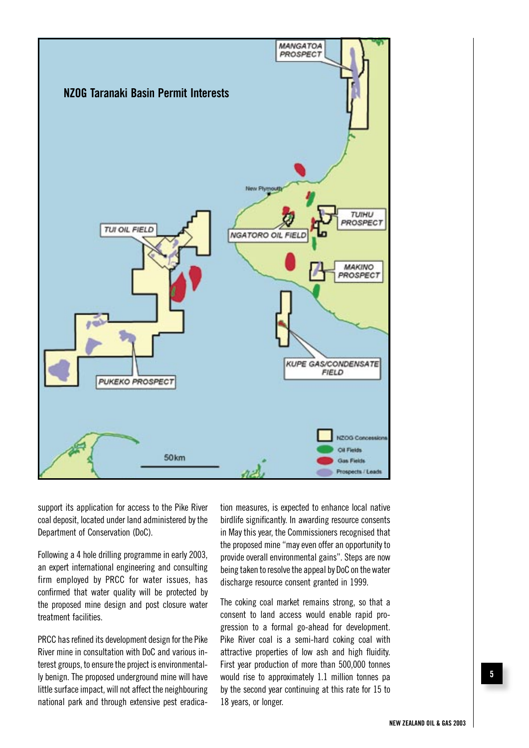support its application for access to the Pike River coal deposit, located under land administered by the Department of Conservation (DoC).

Following a 4 hole drilling programme in early 2003, an expert international engineering and consulting firm employed by PRCC for water issues, has confirmed that water quality will be protected by the proposed mine design and post closure water treatment facilities.

PRCC has refined its development design for the Pike River mine in consultation with DoC and various interest groups, to ensure the project is environmentally benign. The proposed underground mine will have little surface impact, will not affect the neighbouring national park and through extensive pest eradication measures, is expected to enhance local native birdlife significantly. In awarding resource consents in May this year, the Commissioners recognised that the proposed mine "may even offer an opportunity to provide overall environmental gains". Steps are now being taken to resolve the appeal by DoC on the water discharge resource consent granted in 1999.

The coking coal market remains strong, so that a consent to land access would enable rapid progression to a formal go-ahead for development. Pike River coal is a semi-hard coking coal with attractive properties of low ash and high fluidity. First year production of more than 500,000 tonnes would rise to approximately 1.1 million tonnes pa by the second year continuing at this rate for 15 to 18 years, or longer.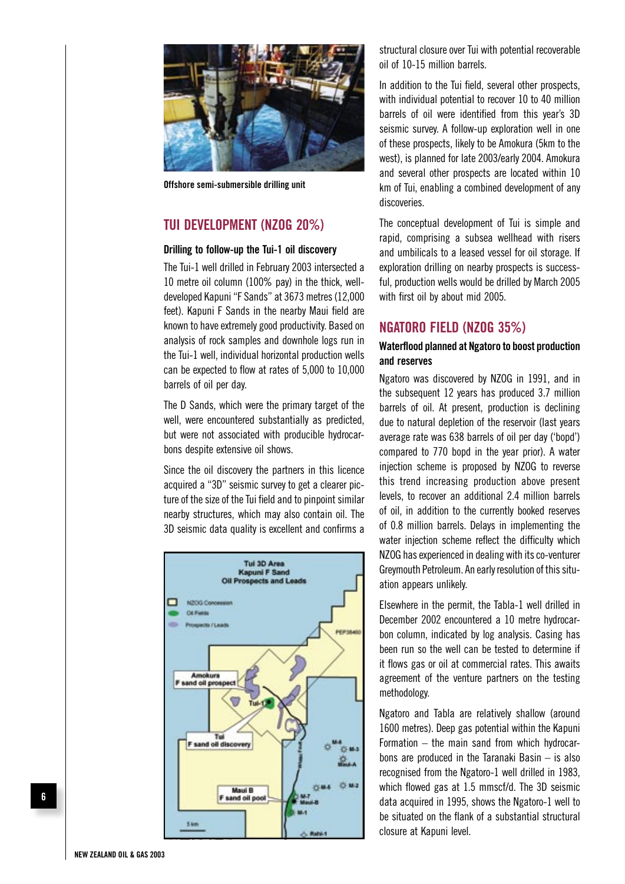Offshore semi-submersible drilling unit

## TUI DEVELOPMENT (NZOG 20%)

### Drilling to follow-up the Tui-1 oil discovery

The Tui-1 well drilled in February 2003 intersected a 10 metre oil column (100% pay) in the thick, well-developed Kapuni "F Sands" at 3673 metres (12,000 feet). Kapuni F Sands in the nearby Maui field are known to have extremely good productivity. Based on analysis of rock samples and downhole logs run in the Tui-1 well, individual horizontal production wells can be expected to flow at rates of 5,000 to 10,000 barrels of oil per day.

The D Sands, which were the primary target of the well, were encountered substantially as predicted, but were not associated with producible hydrocarbons despite extensive oil shows.

Since the oil discovery the partners in this licence acquired a "3D" seismic survey to get a clearer picture of the size of the Tui field and to pinpoint similar nearby structures, which may also contain oil. The 3D seismic data quality is excellent and confirms a structural closure over Tui with potential recoverable oil of 10-15 million barrels.

In addition to the Tui field, several other prospects, with individual potential to recover 10 to 40 million barrels of oil were identified from this year's 3D seismic survey. A follow-up exploration well in one of these prospects, likely to be Amokura (5km to the west), is planned for late 2003/early 2004. Amokura and several other prospects are located within 10 km of Tui, enabling a combined development of any discoveries.

The conceptual development of Tui is simple and rapid, comprising a subsea wellhead with risers and umbilicals to a leased vessel for oil storage. If exploration drilling on nearby prospects is successful, production wells would be drilled by March 2005 with first oil by about mid 2005.

Tui 3D Area
Kapuni F Sand
Oil Prospects and Leads

## NGATORO FIELD (NZOG 35%)

### Waterflood planned at Ngatoro to boost production and reserves

Ngatoro was discovered by NZOG in 1991, and in the subsequent 12 years has produced 3.7 million barrels of oil. At present, production is declining due to natural depletion of the reservoir (last years average rate was 638 barrels of oil per day ('bopd') compared to 770 bopd in the year prior). A water injection scheme is proposed by NZOG to reverse this trend increasing production above present levels, to recover an additional 2.4 million barrels of oil, in addition to the currently booked reserves of 0.8 million barrels. Delays in implementing the water injection scheme reflect the difficulty which NZOG has experienced in dealing with its co-venturer Greymouth Petroleum. An early resolution of this situation appears unlikely.

Elsewhere in the permit, the Tabla-1 well drilled in December 2002 encountered a 10 metre hydrocarbon column, indicated by log analysis. Casing has been run so the well can be tested to determine if it flows gas or oil at commercial rates. This awaits agreement of the venture partners on the testing methodology.

Ngatoro and Tabla are relatively shallow (around 1600 metres). Deep gas potential within the Kapuni Formation – the main sand from which hydrocarbons are produced in the Taranaki Basin – is also recognised from the Ngatoro-1 well drilled in 1983, which flowed gas at 1.5 mmscf/d. The 3D seismic data acquired in 1995, shows the Ngatoro-1 well to be situated on the flank of a substantial structural closure at Kapuni level.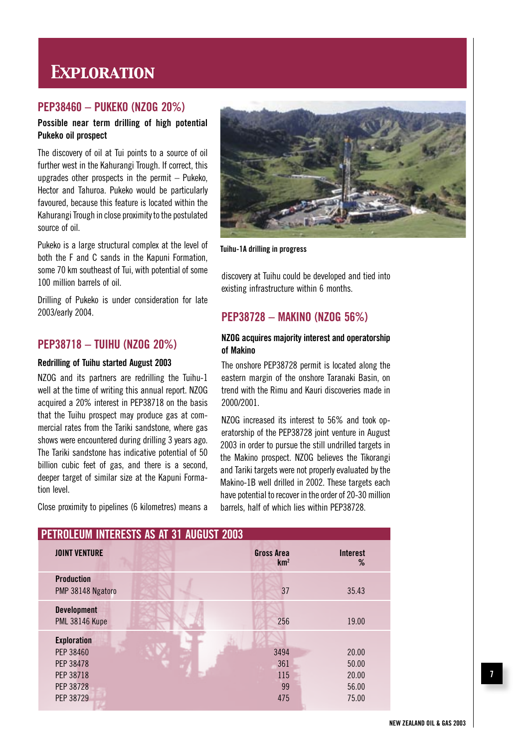# EXPLORATION

## PEP38460 – PUKEKO (NZOG 20%)

**Possible near term drilling of high potential Pukeko oil prospect**

The discovery of oil at Tui points to a source of oil further west in the Kahurangi Trough. If correct, this upgrades other prospects in the permit – Pukeko, Hector and Tahuroa. Pukeko would be particularly favoured, because this feature is located within the Kahurangi Trough in close proximity to the postulated source of oil.

Pukeko is a large structural complex at the level of both the F and C sands in the Kapuni Formation, some 70 km southeast of Tui, with potential of some 100 million barrels of oil.

Drilling of Pukeko is under consideration for late 2003/early 2004.

## PEP38718 – TUIHU (NZOG 20%)

**Redrilling of Tuihu started August 2003**

NZOG and its partners are redrilling the Tuihu-1 well at the time of writing this annual report. NZOG acquired a 20% interest in PEP38718 on the basis that the Tuihu prospect may produce gas at commercial rates from the Tariki sandstone, where gas shows were encountered during drilling 3 years ago. The Tariki sandstone has indicative potential of 50 billion cubic feet of gas, and there is a second, deeper target of similar size at the Kapuni Formation level.

Close proximity to pipelines (6 kilometres) means a discovery at Tuihu could be developed and tied into existing infrastructure within 6 months.

Tuihu-1A drilling in progress

## PEP38728 – MAKINO (NZOG 56%)

**NZOG acquires majority interest and operatorship of Makino**

The onshore PEP38728 permit is located along the eastern margin of the onshore Taranaki Basin, on trend with the Rimu and Kauri discoveries made in 2000/2001.

NZOG increased its interest to 56% and took operatorship of the PEP38728 joint venture in August 2003 in order to pursue the still undrilled targets in the Makino prospect. NZOG believes the Tikorangi and Tariki targets were not properly evaluated by the Makino-1B well drilled in 2002. These targets each have potential to recover in the order of 20-30 million barrels, half of which lies within PEP38728.

## PETROLEUM INTERESTS AS AT 31 AUGUST 2003

| JOINT VENTURE | Gross Area km² | Interest % |
|---|---|---|
| **Production** | | |
| PMP 38148 Ngatoro | 37 | 35.43 |
| **Development** | | |
| PML 38146 Kupe | 256 | 19.00 |
| **Exploration** | | |
| PEP 38460 | 3494 | 20.00 |
| PEP 38478 | 361 | 50.00 |
| PEP 38718 | 115 | 20.00 |
| PEP 38728 | 99 | 56.00 |
| PEP 38729 | 475 | 75.00 |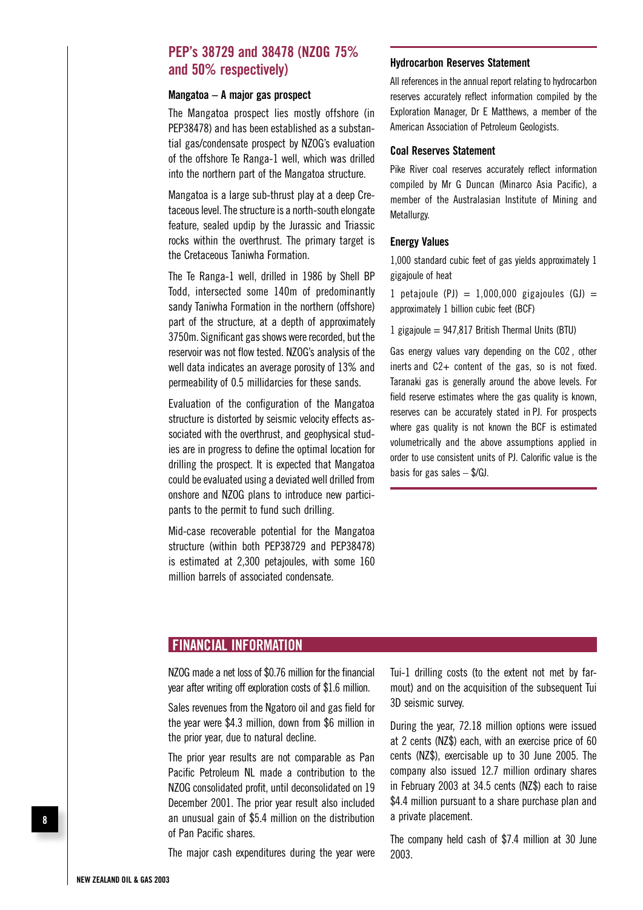## PEP's 38729 and 38478 (NZOG 75% and 50% respectively)

### Mangatoa – A major gas prospect

The Mangatoa prospect lies mostly offshore (in PEP38478) and has been established as a substantial gas/condensate prospect by NZOG's evaluation of the offshore Te Ranga-1 well, which was drilled into the northern part of the Mangatoa structure.

Mangatoa is a large sub-thrust play at a deep Cretaceous level. The structure is a north-south elongate feature, sealed updip by the Jurassic and Triassic rocks within the overthrust. The primary target is the Cretaceous Taniwha Formation.

The Te Ranga-1 well, drilled in 1986 by Shell BP Todd, intersected some 140m of predominantly sandy Taniwha Formation in the northern (offshore) part of the structure, at a depth of approximately 3750m. Significant gas shows were recorded, but the reservoir was not flow tested. NZOG's analysis of the well data indicates an average porosity of 13% and permeability of 0.5 millidarcies for these sands.

Evaluation of the configuration of the Mangatoa structure is distorted by seismic velocity effects associated with the overthrust, and geophysical studies are in progress to define the optimal location for drilling the prospect. It is expected that Mangatoa could be evaluated using a deviated well drilled from onshore and NZOG plans to introduce new participants to the permit to fund such drilling.

Mid-case recoverable potential for the Mangatoa structure (within both PEP38729 and PEP38478) is estimated at 2,300 petajoules, with some 160 million barrels of associated condensate.

### Hydrocarbon Reserves Statement

All references in the annual report relating to hydrocarbon reserves accurately reflect information compiled by the Exploration Manager, Dr E Matthews, a member of the American Association of Petroleum Geologists.

### Coal Reserves Statement

Pike River coal reserves accurately reflect information compiled by Mr G Duncan (Minarco Asia Pacific), a member of the Australasian Institute of Mining and Metallurgy.

### Energy Values

1,000 standard cubic feet of gas yields approximately 1 gigajoule of heat

1 petajoule (PJ) = 1,000,000 gigajoules (GJ) = approximately 1 billion cubic feet (BCF)

1 gigajoule = 947,817 British Thermal Units (BTU)

Gas energy values vary depending on the $CO_2$, other inerts and C2+ content of the gas, so is not fixed. Taranaki gas is generally around the above levels. For field reserve estimates where the gas quality is known, reserves can be accurately stated in PJ. For prospects where gas quality is not known the BCF is estimated volumetrically and the above assumptions applied in order to use consistent units of PJ. Calorific value is the basis for gas sales – $/GJ.

## FINANCIAL INFORMATION

NZOG made a net loss of $0.76 million for the financial year after writing off exploration costs of $1.6 million.

Sales revenues from the Ngatoro oil and gas field for the year were $4.3 million, down from $6 million in the prior year, due to natural decline.

The prior year results are not comparable as Pan Pacific Petroleum NL made a contribution to the NZOG consolidated profit, until deconsolidated on 19 December 2001. The prior year result also included an unusual gain of $5.4 million on the distribution of Pan Pacific shares.

The major cash expenditures during the year were Tui-1 drilling costs (to the extent not met by farmout) and on the acquisition of the subsequent Tui 3D seismic survey.

During the year, 72.18 million options were issued at 2 cents (NZ$) each, with an exercise price of 60 cents (NZ$), exercisable up to 30 June 2005. The company also issued 12.7 million ordinary shares in February 2003 at 34.5 cents (NZ$) each to raise $4.4 million pursuant to a share purchase plan and a private placement.

The company held cash of $7.4 million at 30 June 2003.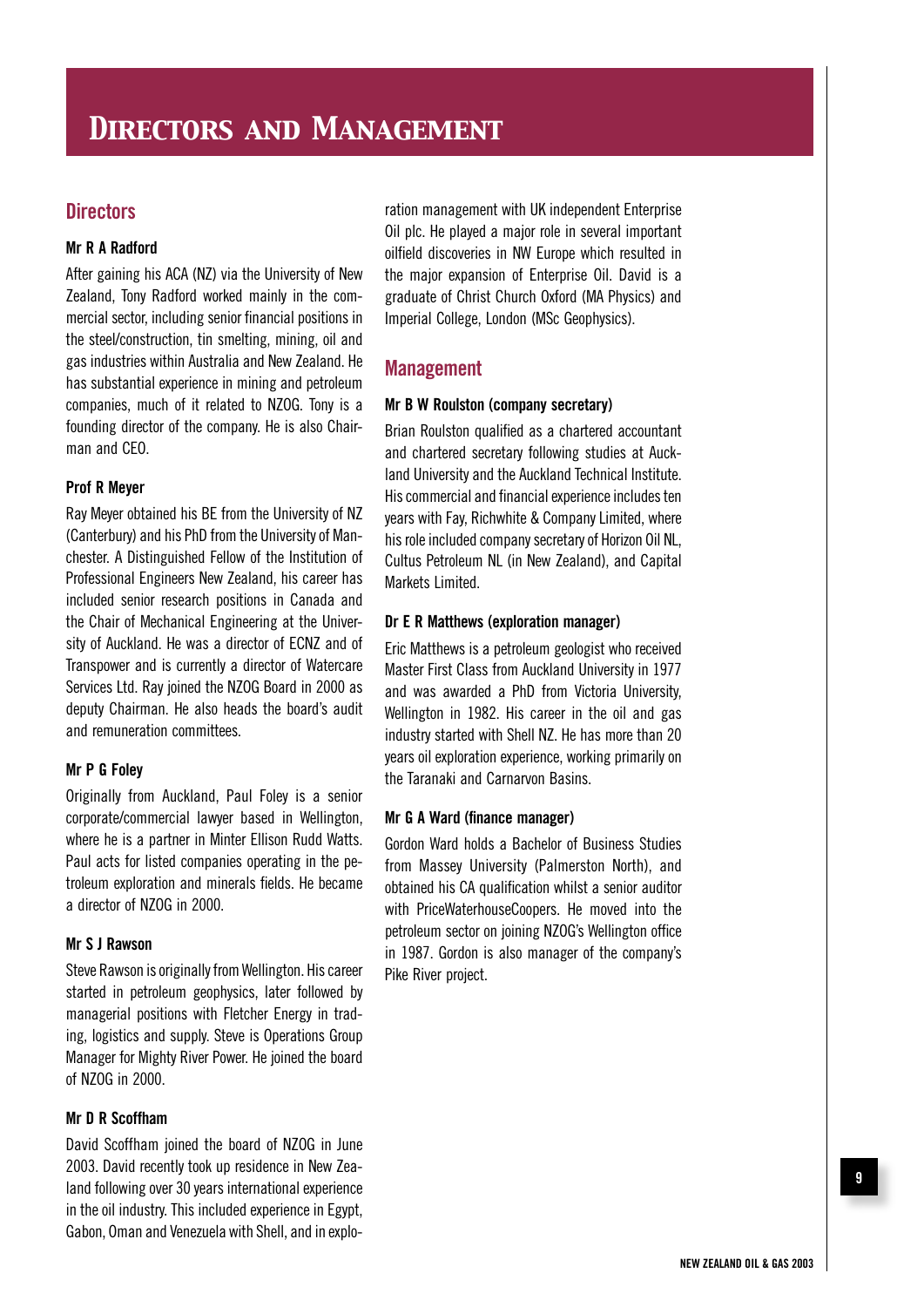# DIRECTORS AND MANAGEMENT

## Directors

### Mr R A Radford

After gaining his ACA (NZ) via the University of New Zealand, Tony Radford worked mainly in the commercial sector, including senior financial positions in the steel/construction, tin smelting, mining, oil and gas industries within Australia and New Zealand. He has substantial experience in mining and petroleum companies, much of it related to NZOG. Tony is a founding director of the company. He is also Chairman and CEO.

### Prof R Meyer

Ray Meyer obtained his BE from the University of NZ (Canterbury) and his PhD from the University of Manchester. A Distinguished Fellow of the Institution of Professional Engineers New Zealand, his career has included senior research positions in Canada and the Chair of Mechanical Engineering at the University of Auckland. He was a director of ECNZ and of Transpower and is currently a director of Watercare Services Ltd. Ray joined the NZOG Board in 2000 as deputy Chairman. He also heads the board's audit and remuneration committees.

### Mr P G Foley

Originally from Auckland, Paul Foley is a senior corporate/commercial lawyer based in Wellington, where he is a partner in Minter Ellison Rudd Watts. Paul acts for listed companies operating in the petroleum exploration and minerals fields. He became a director of NZOG in 2000.

### Mr S J Rawson

Steve Rawson is originally from Wellington. His career started in petroleum geophysics, later followed by managerial positions with Fletcher Energy in trading, logistics and supply. Steve is Operations Group Manager for Mighty River Power. He joined the board of NZOG in 2000.

### Mr D R Scoffham

David Scoffham joined the board of NZOG in June 2003. David recently took up residence in New Zealand following over 30 years international experience in the oil industry. This included experience in Egypt, Gabon, Oman and Venezuela with Shell, and in exploration management with UK independent Enterprise Oil plc. He played a major role in several important oilfield discoveries in NW Europe which resulted in the major expansion of Enterprise Oil. David is a graduate of Christ Church Oxford (MA Physics) and Imperial College, London (MSc Geophysics).

## Management

### Mr B W Roulston (company secretary)

Brian Roulston qualified as a chartered accountant and chartered secretary following studies at Auckland University and the Auckland Technical Institute. His commercial and financial experience includes ten years with Fay, Richwhite & Company Limited, where his role included company secretary of Horizon Oil NL, Cultus Petroleum NL (in New Zealand), and Capital Markets Limited.

### Dr E R Matthews (exploration manager)

Eric Matthews is a petroleum geologist who received Master First Class from Auckland University in 1977 and was awarded a PhD from Victoria University, Wellington in 1982. His career in the oil and gas industry started with Shell NZ. He has more than 20 years oil exploration experience, working primarily on the Taranaki and Carnarvon Basins.

### Mr G A Ward (finance manager)

Gordon Ward holds a Bachelor of Business Studies from Massey University (Palmerston North), and obtained his CA qualification whilst a senior auditor with PriceWaterhouseCoopers. He moved into the petroleum sector on joining NZOG's Wellington office in 1987. Gordon is also manager of the company's Pike River project.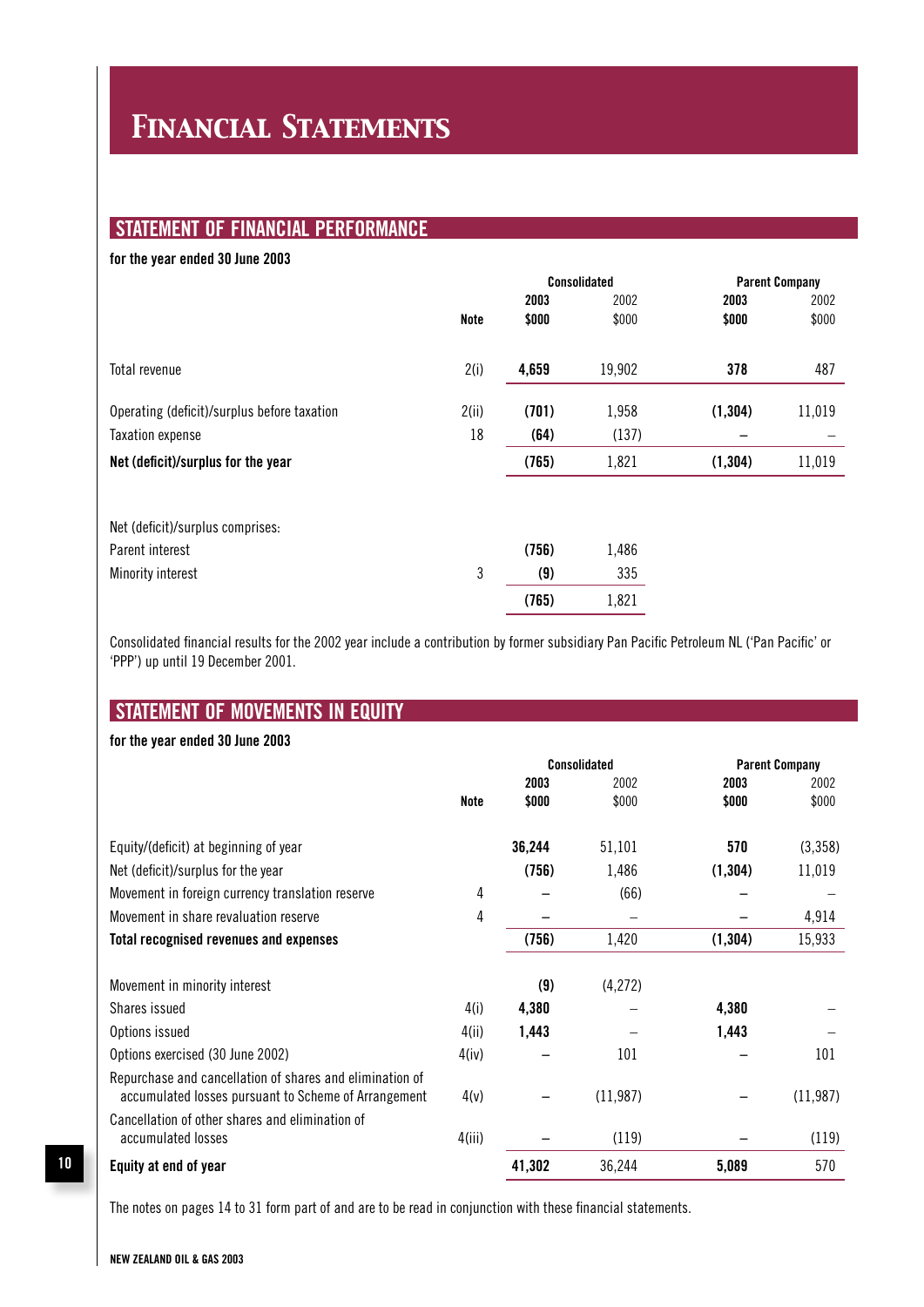# Financial Statements

## STATEMENT OF FINANCIAL PERFORMANCE

**for the year ended 30 June 2003**

| | | Consolidated | | Parent Company | |
|---|---|---|---|---|---|
| | **Note** | **2003 $000** | 2002 $000 | **2003 $000** | 2002 $000 |
| Total revenue | 2(i) | **4,659** | 19,902 | **378** | 487 |
| Operating (deficit)/surplus before taxation | 2(ii) | **(701)** | 1,958 | **(1,304)** | 11,019 |
| Taxation expense | 18 | **(64)** | (137) | **–** | – |
| **Net (deficit)/surplus for the year** | | **(765)** | 1,821 | **(1,304)** | 11,019 |
| Net (deficit)/surplus comprises: | | | | | |
| Parent interest | | **(756)** | 1,486 | | |
| Minority interest | 3 | **(9)** | 335 | | |
| | | **(765)** | 1,821 | | |

Consolidated financial results for the 2002 year include a contribution by former subsidiary Pan Pacific Petroleum NL ('Pan Pacific' or 'PPP') up until 19 December 2001.

## STATEMENT OF MOVEMENTS IN EQUITY

**for the year ended 30 June 2003**

| | | Consolidated | | Parent Company | |
|---|---|---|---|---|---|
| | **Note** | **2003 $000** | 2002 $000 | **2003 $000** | 2002 $000 |
| Equity/(deficit) at beginning of year | | **36,244** | 51,101 | **570** | (3,358) |
| Net (deficit)/surplus for the year | | **(756)** | 1,486 | **(1,304)** | 11,019 |
| Movement in foreign currency translation reserve | 4 | **–** | (66) | **–** | – |
| Movement in share revaluation reserve | 4 | **–** | – | **–** | 4,914 |
| **Total recognised revenues and expenses** | | **(756)** | 1,420 | **(1,304)** | 15,933 |
| Movement in minority interest | | **(9)** | (4,272) | | |
| Shares issued | 4(i) | **4,380** | – | **4,380** | – |
| Options issued | 4(ii) | **1,443** | – | **1,443** | – |
| Options exercised (30 June 2002) | 4(iv) | **–** | 101 | **–** | 101 |
| Repurchase and cancellation of shares and elimination of accumulated losses pursuant to Scheme of Arrangement | 4(v) | **–** | (11,987) | **–** | (11,987) |
| Cancellation of other shares and elimination of accumulated losses | 4(iii) | **–** | (119) | **–** | (119) |
| **Equity at end of year** | | **41,302** | 36,244 | **5,089** | 570 |

The notes on pages 14 to 31 form part of and are to be read in conjunction with these financial statements.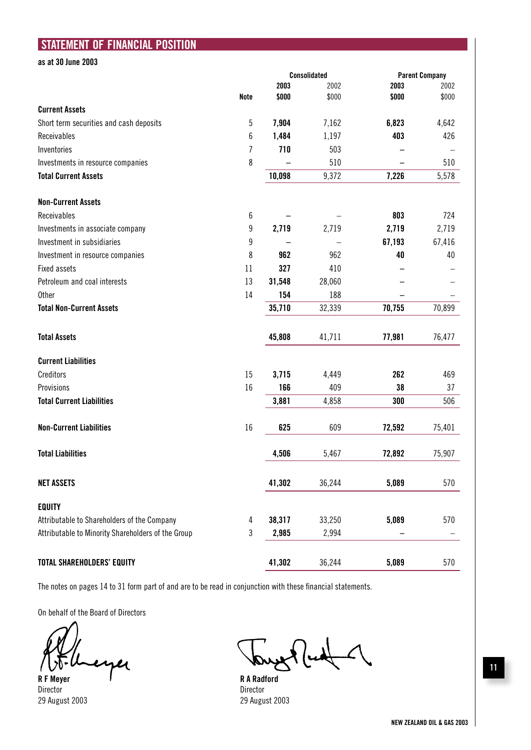## STATEMENT OF FINANCIAL POSITION

**as at 30 June 2003**

| | | Consolidated | | Parent Company | |
|---|---|---|---|---|---|
| | | **2003** | 2002 | **2003** | 2002 |
| | **Note** | **$000** | $000 | **$000** | $000 |
| **Current Assets** | | | | | |
| Short term securities and cash deposits | 5 | **7,904** | 7,162 | **6,823** | 4,642 |
| Receivables | 6 | **1,484** | 1,197 | **403** | 426 |
| Inventories | 7 | **710** | 503 | **–** | – |
| Investments in resource companies | 8 | **–** | 510 | **–** | 510 |
| **Total Current Assets** | | **10,098** | 9,372 | **7,226** | 5,578 |
| **Non-Current Assets** | | | | | |
| Receivables | 6 | **–** | – | **803** | 724 |
| Investments in associate company | 9 | **2,719** | 2,719 | **2,719** | 2,719 |
| Investment in subsidiaries | 9 | **–** | – | **67,193** | 67,416 |
| Investment in resource companies | 8 | **962** | 962 | **40** | 40 |
| Fixed assets | 11 | **327** | 410 | **–** | – |
| Petroleum and coal interests | 13 | **31,548** | 28,060 | **–** | – |
| Other | 14 | **154** | 188 | **–** | – |
| **Total Non-Current Assets** | | **35,710** | 32,339 | **70,755** | 70,899 |
| **Total Assets** | | **45,808** | 41,711 | **77,981** | 76,477 |
| **Current Liabilities** | | | | | |
| Creditors | 15 | **3,715** | 4,449 | **262** | 469 |
| Provisions | 16 | **166** | 409 | **38** | 37 |
| **Total Current Liabilities** | | **3,881** | 4,858 | **300** | 506 |
| **Non-Current Liabilities** | 16 | **625** | 609 | **72,592** | 75,401 |
| **Total Liabilities** | | **4,506** | 5,467 | **72,892** | 75,907 |
| **NET ASSETS** | | **41,302** | 36,244 | **5,089** | 570 |
| **EQUITY** | | | | | |
| Attributable to Shareholders of the Company | 4 | **38,317** | 33,250 | **5,089** | 570 |
| Attributable to Minority Shareholders of the Group | 3 | **2,985** | 2,994 | **–** | – |
| **TOTAL SHAREHOLDERS' EQUITY** | | **41,302** | 36,244 | **5,089** | 570 |

The notes on pages 14 to 31 form part of and are to be read in conjunction with these financial statements.

On behalf of the Board of Directors

**R F Meyer**
Director
29 August 2003

**R A Radford**
Director
29 August 2003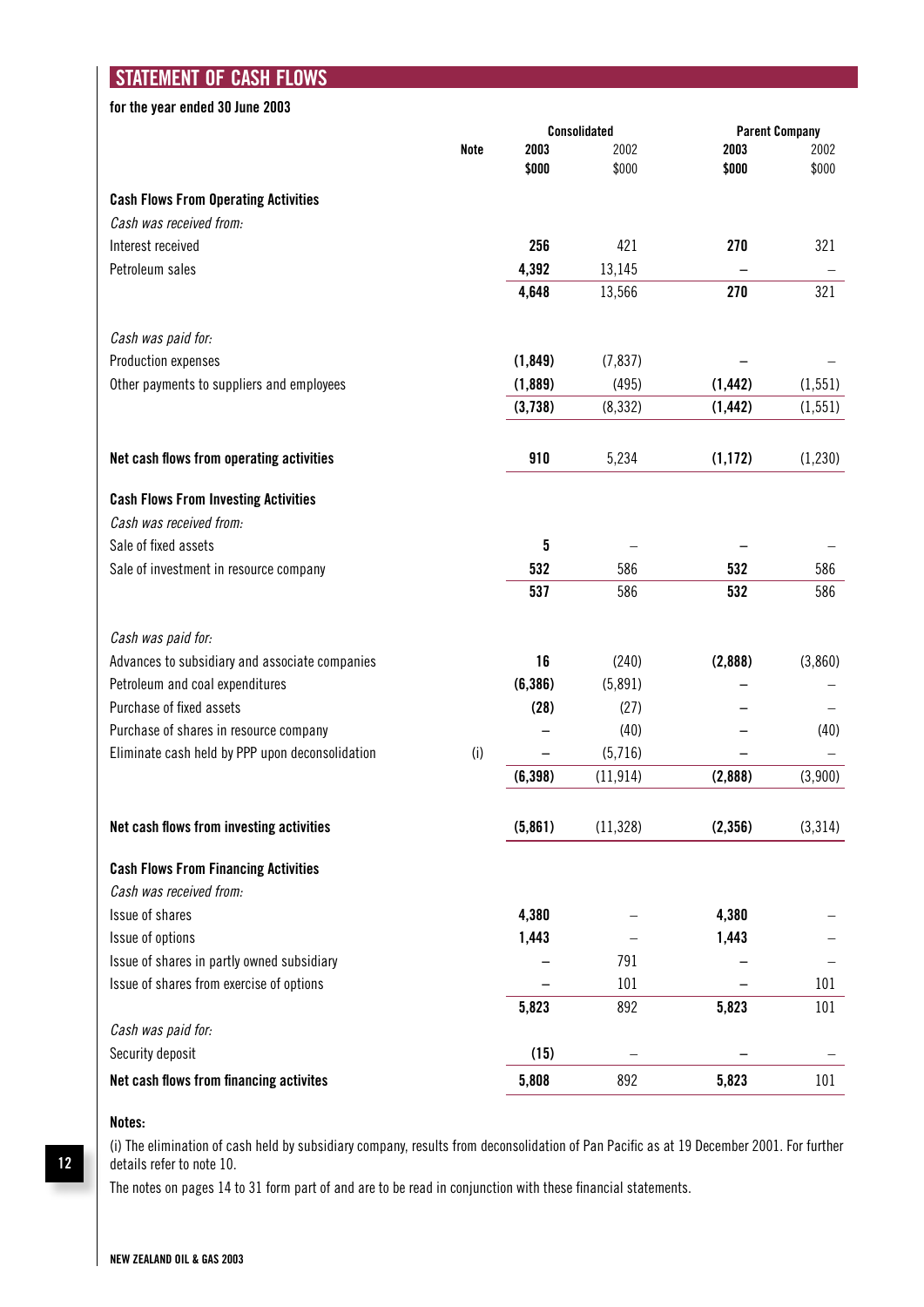## STATEMENT OF CASH FLOWS

**for the year ended 30 June 2003**

| | Note | Consolidated | | Parent Company | |
|---|---|---|---|---|---|
| | | **2003** | 2002 | **2003** | 2002 |
| | | **$000** | $000 | **$000** | $000 |
| **Cash Flows From Operating Activities** | | | | | |
| *Cash was received from:* | | | | | |
| Interest received | | **256** | 421 | **270** | 321 |
| Petroleum sales | | **4,392** | 13,145 | **–** | – |
| | | **4,648** | 13,566 | **270** | 321 |
| *Cash was paid for:* | | | | | |
| Production expenses | | **(1,849)** | (7,837) | **–** | – |
| Other payments to suppliers and employees | | **(1,889)** | (495) | **(1,442)** | (1,551) |
| | | **(3,738)** | (8,332) | **(1,442)** | (1,551) |
| **Net cash flows from operating activities** | | **910** | 5,234 | **(1,172)** | (1,230) |
| **Cash Flows From Investing Activities** | | | | | |
| *Cash was received from:* | | | | | |
| Sale of fixed assets | | **5** | – | **–** | – |
| Sale of investment in resource company | | **532** | 586 | **532** | 586 |
| | | **537** | 586 | **532** | 586 |
| *Cash was paid for:* | | | | | |
| Advances to subsidiary and associate companies | | **16** | (240) | **(2,888)** | (3,860) |
| Petroleum and coal expenditures | | **(6,386)** | (5,891) | **–** | – |
| Purchase of fixed assets | | **(28)** | (27) | **–** | – |
| Purchase of shares in resource company | | **–** | (40) | **–** | (40) |
| Eliminate cash held by PPP upon deconsolidation | (i) | **–** | (5,716) | **–** | – |
| | | **(6,398)** | (11,914) | **(2,888)** | (3,900) |
| **Net cash flows from investing activities** | | **(5,861)** | (11,328) | **(2,356)** | (3,314) |
| **Cash Flows From Financing Activities** | | | | | |
| *Cash was received from:* | | | | | |
| Issue of shares | | **4,380** | – | **4,380** | – |
| Issue of options | | **1,443** | – | **1,443** | – |
| Issue of shares in partly owned subsidiary | | **–** | 791 | **–** | – |
| Issue of shares from exercise of options | | **–** | 101 | **–** | 101 |
| | | **5,823** | 892 | **5,823** | 101 |
| *Cash was paid for:* | | | | | |
| Security deposit | | **(15)** | – | **–** | – |
| **Net cash flows from financing activites** | | **5,808** | 892 | **5,823** | 101 |

**Notes:**

(i) The elimination of cash held by subsidiary company, results from deconsolidation of Pan Pacific as at 19 December 2001. For further details refer to note 10.

The notes on pages 14 to 31 form part of and are to be read in conjunction with these financial statements.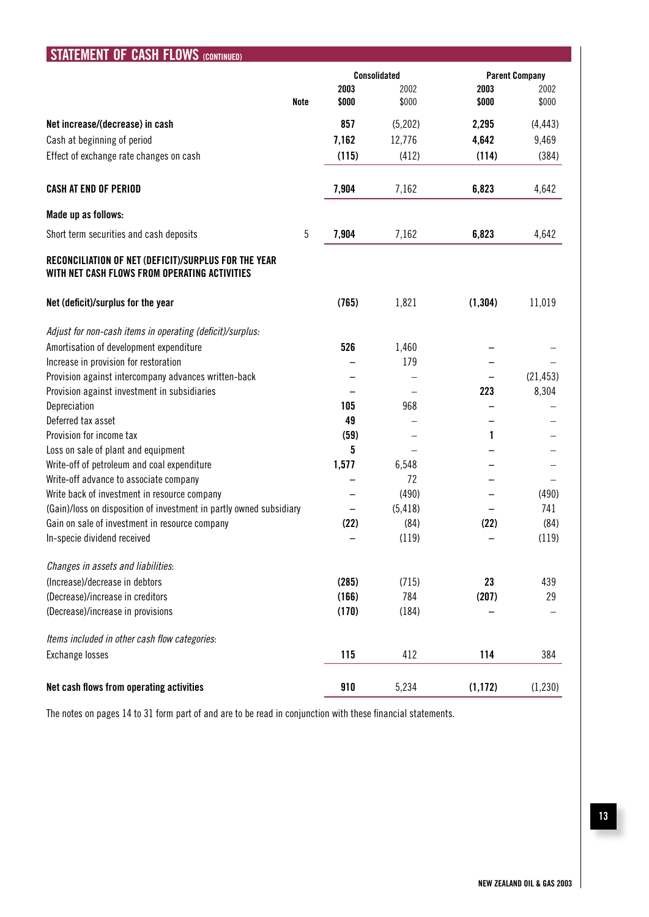## STATEMENT OF CASH FLOWS (CONTINUED)

| | Note | Consolidated 2003 $000 | Consolidated 2002 $000 | Parent Company 2003 $000 | Parent Company 2002 $000 |
|---|---|---|---|---|---|
| **Net increase/(decrease) in cash** | | **857** | (5,202) | **2,295** | (4,443) |
| Cash at beginning of period | | **7,162** | 12,776 | **4,642** | 9,469 |
| Effect of exchange rate changes on cash | | **(115)** | (412) | **(114)** | (384) |
| **CASH AT END OF PERIOD** | | **7,904** | 7,162 | **6,823** | 4,642 |
| **Made up as follows:** | | | | | |
| Short term securities and cash deposits | 5 | **7,904** | 7,162 | **6,823** | 4,642 |

**RECONCILIATION OF NET (DEFICIT)/SURPLUS FOR THE YEAR WITH NET CASH FLOWS FROM OPERATING ACTIVITIES**

| | Consolidated 2003 $000 | Consolidated 2002 $000 | Parent Company 2003 $000 | Parent Company 2002 $000 |
|---|---|---|---|---|
| **Net (deficit)/surplus for the year** | **(765)** | 1,821 | **(1,304)** | 11,019 |
| *Adjust for non-cash items in operating (deficit)/surplus:* | | | | |
| Amortisation of development expenditure | **526** | 1,460 | – | – |
| Increase in provision for restoration | – | 179 | – | – |
| Provision against intercompany advances written-back | – | – | – | (21,453) |
| Provision against investment in subsidiaries | – | – | **223** | 8,304 |
| Depreciation | **105** | 968 | – | – |
| Deferred tax asset | **49** | – | – | – |
| Provision for income tax | **(59)** | – | **1** | – |
| Loss on sale of plant and equipment | **5** | – | – | – |
| Write-off of petroleum and coal expenditure | **1,577** | 6,548 | – | – |
| Write-off advance to associate company | – | 72 | – | – |
| Write back of investment in resource company | – | (490) | – | (490) |
| (Gain)/loss on disposition of investment in partly owned subsidiary | – | (5,418) | – | 741 |
| Gain on sale of investment in resource company | **(22)** | (84) | **(22)** | (84) |
| In-specie dividend received | – | (119) | – | (119) |
| *Changes in assets and liabilities:* | | | | |
| (Increase)/decrease in debtors | **(285)** | (715) | **23** | 439 |
| (Decrease)/increase in creditors | **(166)** | 784 | **(207)** | 29 |
| (Decrease)/increase in provisions | **(170)** | (184) | – | – |
| *Items included in other cash flow categories:* | | | | |
| Exchange losses | **115** | 412 | **114** | 384 |
| **Net cash flows from operating activities** | **910** | 5,234 | **(1,172)** | (1,230) |

The notes on pages 14 to 31 form part of and are to be read in conjunction with these financial statements.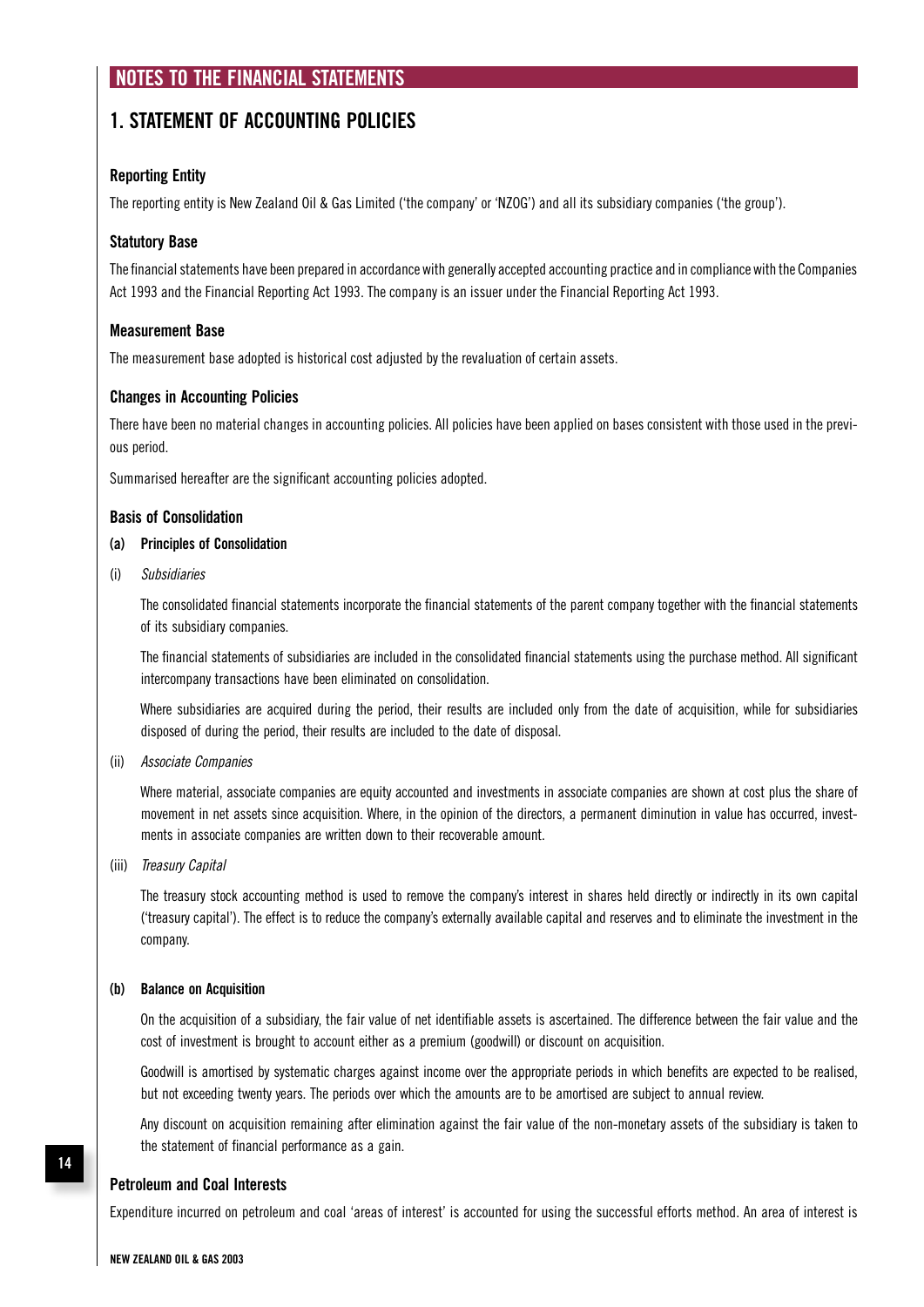# NOTES TO THE FINANCIAL STATEMENTS

## 1. STATEMENT OF ACCOUNTING POLICIES

### Reporting Entity

The reporting entity is New Zealand Oil & Gas Limited ('the company' or 'NZOG') and all its subsidiary companies ('the group').

### Statutory Base

The financial statements have been prepared in accordance with generally accepted accounting practice and in compliance with the Companies Act 1993 and the Financial Reporting Act 1993. The company is an issuer under the Financial Reporting Act 1993.

### Measurement Base

The measurement base adopted is historical cost adjusted by the revaluation of certain assets.

### Changes in Accounting Policies

There have been no material changes in accounting policies. All policies have been applied on bases consistent with those used in the previous period.

Summarised hereafter are the significant accounting policies adopted.

### Basis of Consolidation

**(a) Principles of Consolidation**

(i) *Subsidiaries*

The consolidated financial statements incorporate the financial statements of the parent company together with the financial statements of its subsidiary companies.

The financial statements of subsidiaries are included in the consolidated financial statements using the purchase method. All significant intercompany transactions have been eliminated on consolidation.

Where subsidiaries are acquired during the period, their results are included only from the date of acquisition, while for subsidiaries disposed of during the period, their results are included to the date of disposal.

(ii) *Associate Companies*

Where material, associate companies are equity accounted and investments in associate companies are shown at cost plus the share of movement in net assets since acquisition. Where, in the opinion of the directors, a permanent diminution in value has occurred, investments in associate companies are written down to their recoverable amount.

(iii) *Treasury Capital*

The treasury stock accounting method is used to remove the company's interest in shares held directly or indirectly in its own capital ('treasury capital'). The effect is to reduce the company's externally available capital and reserves and to eliminate the investment in the company.

**(b) Balance on Acquisition**

On the acquisition of a subsidiary, the fair value of net identifiable assets is ascertained. The difference between the fair value and the cost of investment is brought to account either as a premium (goodwill) or discount on acquisition.

Goodwill is amortised by systematic charges against income over the appropriate periods in which benefits are expected to be realised, but not exceeding twenty years. The periods over which the amounts are to be amortised are subject to annual review.

Any discount on acquisition remaining after elimination against the fair value of the non-monetary assets of the subsidiary is taken to the statement of financial performance as a gain.

### Petroleum and Coal Interests

Expenditure incurred on petroleum and coal 'areas of interest' is accounted for using the successful efforts method. An area of interest is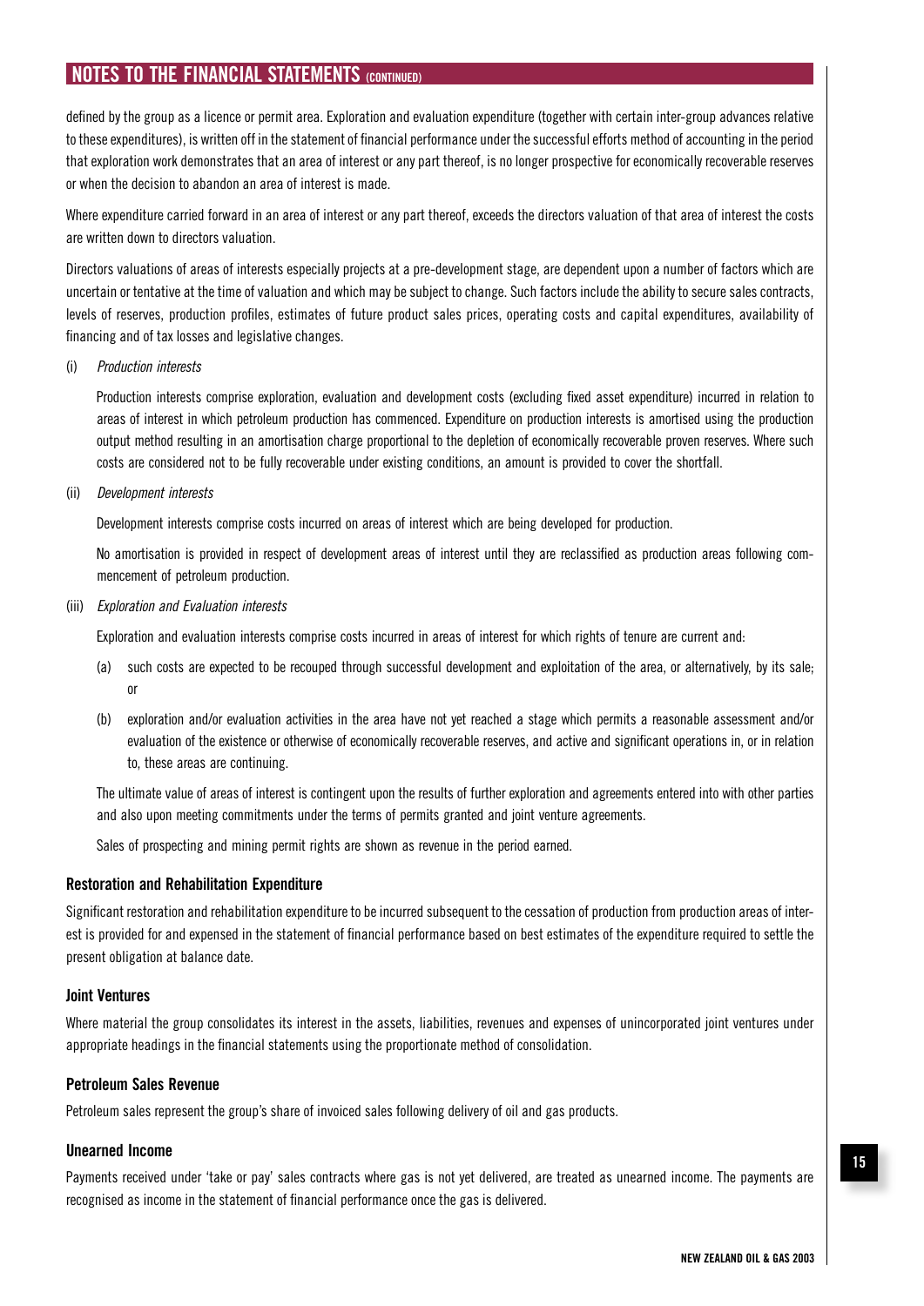defined by the group as a licence or permit area. Exploration and evaluation expenditure (together with certain inter-group advances relative to these expenditures), is written off in the statement of financial performance under the successful efforts method of accounting in the period that exploration work demonstrates that an area of interest or any part thereof, is no longer prospective for economically recoverable reserves or when the decision to abandon an area of interest is made.

Where expenditure carried forward in an area of interest or any part thereof, exceeds the directors valuation of that area of interest the costs are written down to directors valuation.

Directors valuations of areas of interests especially projects at a pre-development stage, are dependent upon a number of factors which are uncertain or tentative at the time of valuation and which may be subject to change. Such factors include the ability to secure sales contracts, levels of reserves, production profiles, estimates of future product sales prices, operating costs and capital expenditures, availability of financing and of tax losses and legislative changes.

(i) *Production interests*

Production interests comprise exploration, evaluation and development costs (excluding fixed asset expenditure) incurred in relation to areas of interest in which petroleum production has commenced. Expenditure on production interests is amortised using the production output method resulting in an amortisation charge proportional to the depletion of economically recoverable proven reserves. Where such costs are considered not to be fully recoverable under existing conditions, an amount is provided to cover the shortfall.

(ii) *Development interests*

Development interests comprise costs incurred on areas of interest which are being developed for production.

No amortisation is provided in respect of development areas of interest until they are reclassified as production areas following commencement of petroleum production.

(iii) *Exploration and Evaluation interests*

Exploration and evaluation interests comprise costs incurred in areas of interest for which rights of tenure are current and:

(a) such costs are expected to be recouped through successful development and exploitation of the area, or alternatively, by its sale; or

(b) exploration and/or evaluation activities in the area have not yet reached a stage which permits a reasonable assessment and/or evaluation of the existence or otherwise of economically recoverable reserves, and active and significant operations in, or in relation to, these areas are continuing.

The ultimate value of areas of interest is contingent upon the results of further exploration and agreements entered into with other parties and also upon meeting commitments under the terms of permits granted and joint venture agreements.

Sales of prospecting and mining permit rights are shown as revenue in the period earned.

### Restoration and Rehabilitation Expenditure

Significant restoration and rehabilitation expenditure to be incurred subsequent to the cessation of production from production areas of interest is provided for and expensed in the statement of financial performance based on best estimates of the expenditure required to settle the present obligation at balance date.

### Joint Ventures

Where material the group consolidates its interest in the assets, liabilities, revenues and expenses of unincorporated joint ventures under appropriate headings in the financial statements using the proportionate method of consolidation.

### Petroleum Sales Revenue

Petroleum sales represent the group's share of invoiced sales following delivery of oil and gas products.

### Unearned Income

Payments received under 'take or pay' sales contracts where gas is not yet delivered, are treated as unearned income. The payments are recognised as income in the statement of financial performance once the gas is delivered.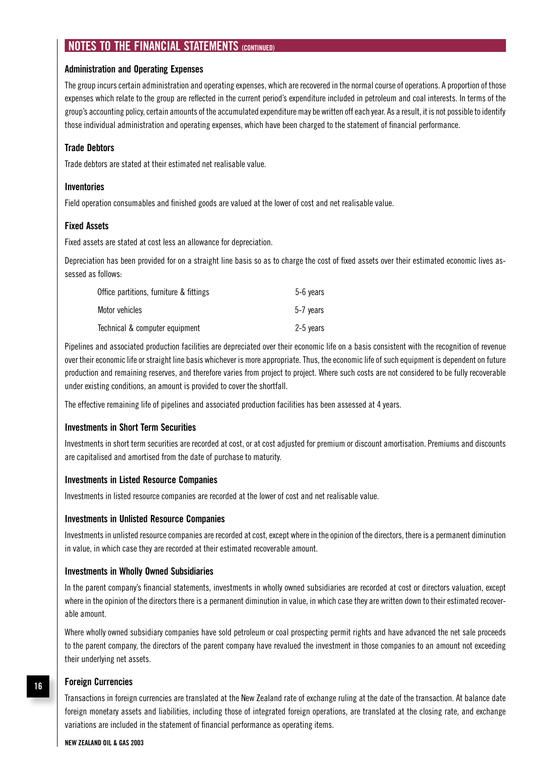## NOTES TO THE FINANCIAL STATEMENTS (CONTINUED)

### Administration and Operating Expenses

The group incurs certain administration and operating expenses, which are recovered in the normal course of operations. A proportion of those expenses which relate to the group are reflected in the current period's expenditure included in petroleum and coal interests. In terms of the group's accounting policy, certain amounts of the accumulated expenditure may be written off each year. As a result, it is not possible to identify those individual administration and operating expenses, which have been charged to the statement of financial performance.

### Trade Debtors

Trade debtors are stated at their estimated net realisable value.

### Inventories

Field operation consumables and finished goods are valued at the lower of cost and net realisable value.

### Fixed Assets

Fixed assets are stated at cost less an allowance for depreciation.

Depreciation has been provided for on a straight line basis so as to charge the cost of fixed assets over their estimated economic lives assessed as follows:

| | |
|---|---|
| Office partitions, furniture & fittings | 5-6 years |
| Motor vehicles | 5-7 years |
| Technical & computer equipment | 2-5 years |

Pipelines and associated production facilities are depreciated over their economic life on a basis consistent with the recognition of revenue over their economic life or straight line basis whichever is more appropriate. Thus, the economic life of such equipment is dependent on future production and remaining reserves, and therefore varies from project to project. Where such costs are not considered to be fully recoverable under existing conditions, an amount is provided to cover the shortfall.

The effective remaining life of pipelines and associated production facilities has been assessed at 4 years.

### Investments in Short Term Securities

Investments in short term securities are recorded at cost, or at cost adjusted for premium or discount amortisation. Premiums and discounts are capitalised and amortised from the date of purchase to maturity.

### Investments in Listed Resource Companies

Investments in listed resource companies are recorded at the lower of cost and net realisable value.

### Investments in Unlisted Resource Companies

Investments in unlisted resource companies are recorded at cost, except where in the opinion of the directors, there is a permanent diminution in value, in which case they are recorded at their estimated recoverable amount.

### Investments in Wholly Owned Subsidiaries

In the parent company's financial statements, investments in wholly owned subsidiaries are recorded at cost or directors valuation, except where in the opinion of the directors there is a permanent diminution in value, in which case they are written down to their estimated recoverable amount.

Where wholly owned subsidiary companies have sold petroleum or coal prospecting permit rights and have advanced the net sale proceeds to the parent company, the directors of the parent company have revalued the investment in those companies to an amount not exceeding their underlying net assets.

### Foreign Currencies

Transactions in foreign currencies are translated at the New Zealand rate of exchange ruling at the date of the transaction. At balance date foreign monetary assets and liabilities, including those of integrated foreign operations, are translated at the closing rate, and exchange variations are included in the statement of financial performance as operating items.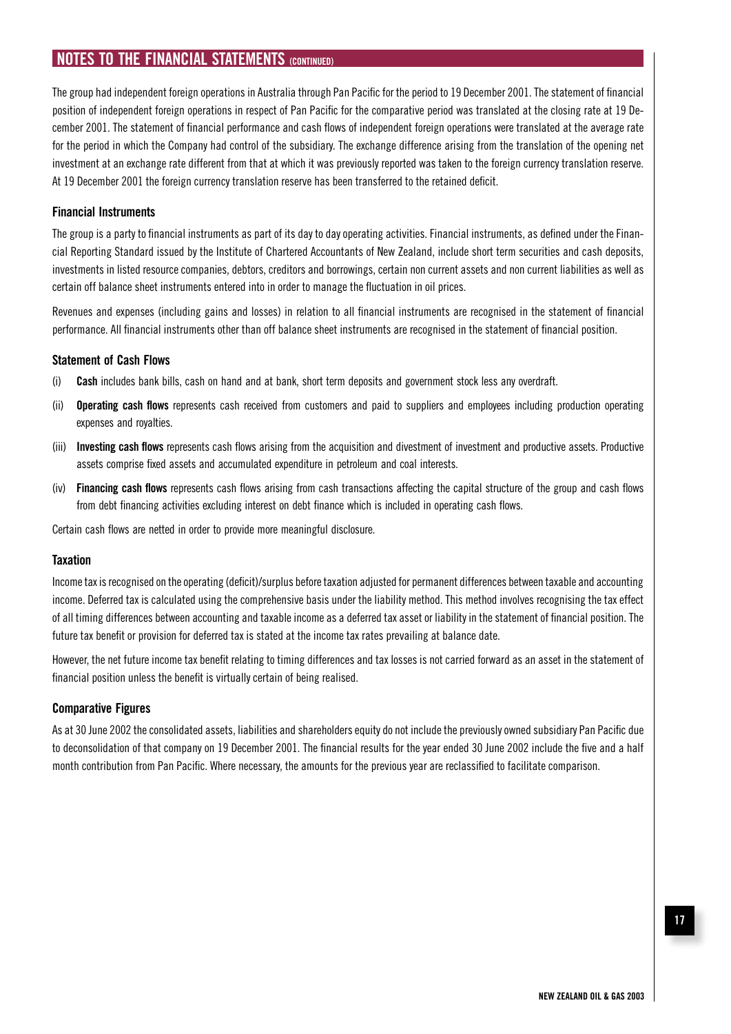## NOTES TO THE FINANCIAL STATEMENTS (CONTINUED)

The group had independent foreign operations in Australia through Pan Pacific for the period to 19 December 2001. The statement of financial position of independent foreign operations in respect of Pan Pacific for the comparative period was translated at the closing rate at 19 December 2001. The statement of financial performance and cash flows of independent foreign operations were translated at the average rate for the period in which the Company had control of the subsidiary. The exchange difference arising from the translation of the opening net investment at an exchange rate different from that at which it was previously reported was taken to the foreign currency translation reserve. At 19 December 2001 the foreign currency translation reserve has been transferred to the retained deficit.

### Financial Instruments

The group is a party to financial instruments as part of its day to day operating activities. Financial instruments, as defined under the Financial Reporting Standard issued by the Institute of Chartered Accountants of New Zealand, include short term securities and cash deposits, investments in listed resource companies, debtors, creditors and borrowings, certain non current assets and non current liabilities as well as certain off balance sheet instruments entered into in order to manage the fluctuation in oil prices.

Revenues and expenses (including gains and losses) in relation to all financial instruments are recognised in the statement of financial performance. All financial instruments other than off balance sheet instruments are recognised in the statement of financial position.

### Statement of Cash Flows

(i) **Cash** includes bank bills, cash on hand and at bank, short term deposits and government stock less any overdraft.

(ii) **Operating cash flows** represents cash received from customers and paid to suppliers and employees including production operating expenses and royalties.

(iii) **Investing cash flows** represents cash flows arising from the acquisition and divestment of investment and productive assets. Productive assets comprise fixed assets and accumulated expenditure in petroleum and coal interests.

(iv) **Financing cash flows** represents cash flows arising from cash transactions affecting the capital structure of the group and cash flows from debt financing activities excluding interest on debt finance which is included in operating cash flows.

Certain cash flows are netted in order to provide more meaningful disclosure.

### Taxation

Income tax is recognised on the operating (deficit)/surplus before taxation adjusted for permanent differences between taxable and accounting income. Deferred tax is calculated using the comprehensive basis under the liability method. This method involves recognising the tax effect of all timing differences between accounting and taxable income as a deferred tax asset or liability in the statement of financial position. The future tax benefit or provision for deferred tax is stated at the income tax rates prevailing at balance date.

However, the net future income tax benefit relating to timing differences and tax losses is not carried forward as an asset in the statement of financial position unless the benefit is virtually certain of being realised.

### Comparative Figures

As at 30 June 2002 the consolidated assets, liabilities and shareholders equity do not include the previously owned subsidiary Pan Pacific due to deconsolidation of that company on 19 December 2001. The financial results for the year ended 30 June 2002 include the five and a half month contribution from Pan Pacific. Where necessary, the amounts for the previous year are reclassified to facilitate comparison.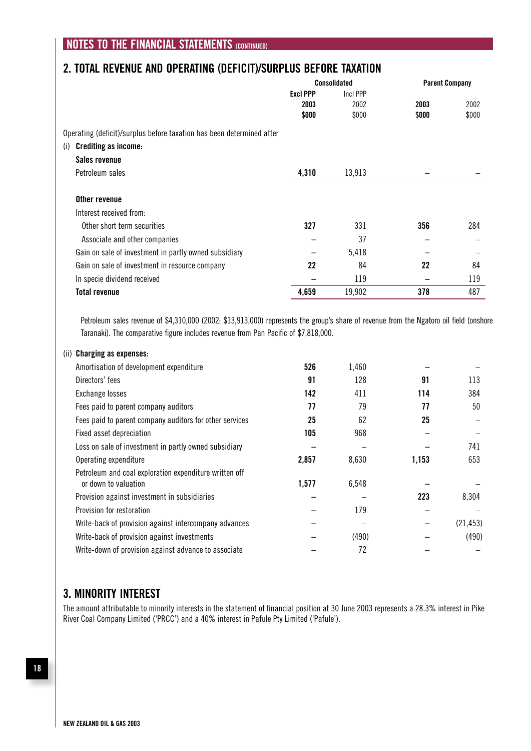## NOTES TO THE FINANCIAL STATEMENTS (CONTINUED)

## 2. TOTAL REVENUE AND OPERATING (DEFICIT)/SURPLUS BEFORE TAXATION

| | Consolidated | | Parent Company | |
|---|---|---|---|---|
| | **Excl PPP** | Incl PPP | | |
| | **2003** | 2002 | **2003** | 2002 |
| | **$000** | $000 | **$000** | $000 |
| Operating (deficit)/surplus before taxation has been determined after | | | | |
| (i) **Crediting as income:** | | | | |
| **Sales revenue** | | | | |
| Petroleum sales | **4,310** | 13,913 | – | – |
| **Other revenue** | | | | |
| Interest received from: | | | | |
| Other short term securities | **327** | 331 | **356** | 284 |
| Associate and other companies | – | 37 | – | – |
| Gain on sale of investment in partly owned subsidiary | – | 5,418 | – | – |
| Gain on sale of investment in resource company | **22** | 84 | **22** | 84 |
| In specie dividend received | – | 119 | – | 119 |
| **Total revenue** | **4,659** | 19,902 | **378** | 487 |

Petroleum sales revenue of $4,310,000 (2002: $13,913,000) represents the group's share of revenue from the Ngatoro oil field (onshore Taranaki). The comparative figure includes revenue from Pan Pacific of $7,818,000.

| | Consolidated | | Parent Company | |
|---|---|---|---|---|
| | **Excl PPP 2003 $000** | Incl PPP 2002 $000 | **2003 $000** | 2002 $000 |
| (ii) **Charging as expenses:** | | | | |
| Amortisation of development expenditure | **526** | 1,460 | – | – |
| Directors' fees | **91** | 128 | **91** | 113 |
| Exchange losses | **142** | 411 | **114** | 384 |
| Fees paid to parent company auditors | **77** | 79 | **77** | 50 |
| Fees paid to parent company auditors for other services | **25** | 62 | **25** | – |
| Fixed asset depreciation | **105** | 968 | – | – |
| Loss on sale of investment in partly owned subsidiary | – | – | – | 741 |
| Operating expenditure | **2,857** | 8,630 | **1,153** | 653 |
| Petroleum and coal exploration expenditure written off or down to valuation | **1,577** | 6,548 | – | – |
| Provision against investment in subsidiaries | – | – | **223** | 8,304 |
| Provision for restoration | – | 179 | – | – |
| Write-back of provision against intercompany advances | – | – | – | (21,453) |
| Write-back of provision against investments | – | (490) | – | (490) |
| Write-down of provision against advance to associate | – | 72 | – | – |

## 3. MINORITY INTEREST

The amount attributable to minority interests in the statement of financial position at 30 June 2003 represents a 28.3% interest in Pike River Coal Company Limited ('PRCC') and a 40% interest in Pafule Pty Limited ('Pafule').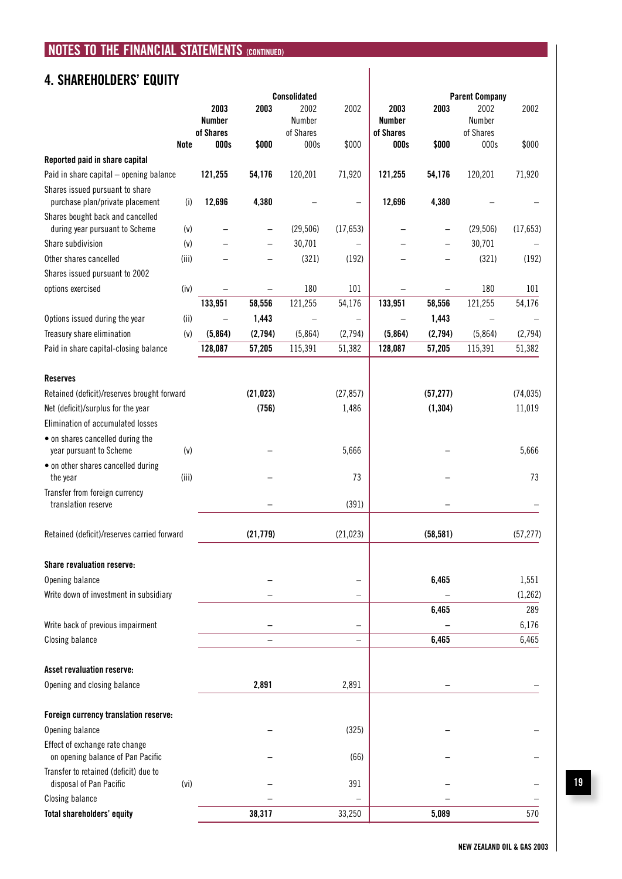## 4. SHAREHOLDERS' EQUITY

| | Note | Consolidated 2003 Number of Shares 000s | Consolidated 2003 $000 | Consolidated 2002 Number of Shares 000s | Consolidated 2002 $000 | Parent Company 2003 Number of Shares 000s | Parent Company 2003 $000 | Parent Company 2002 Number of Shares 000s | Parent Company 2002 $000 |
|---|---|---|---|---|---|---|---|---|---|
| **Reported paid in share capital** | | | | | | | | | |
| Paid in share capital – opening balance | | **121,255** | **54,176** | 120,201 | 71,920 | **121,255** | **54,176** | 120,201 | 71,920 |
| Shares issued pursuant to share purchase plan/private placement | (i) | **12,696** | **4,380** | – | – | **12,696** | **4,380** | – | – |
| Shares bought back and cancelled during year pursuant to Scheme | (v) | – | – | (29,506) | (17,653) | – | – | (29,506) | (17,653) |
| Share subdivision | (v) | – | – | 30,701 | – | – | – | 30,701 | – |
| Other shares cancelled | (iii) | – | – | (321) | (192) | – | – | (321) | (192) |
| Shares issued pursuant to 2002 options exercised | (iv) | – | – | 180 | 101 | – | – | 180 | 101 |
| | | **133,951** | **58,556** | 121,255 | 54,176 | **133,951** | **58,556** | 121,255 | 54,176 |
| Options issued during the year | (ii) | – | **1,443** | – | – | – | **1,443** | – | – |
| Treasury share elimination | (v) | **(5,864)** | **(2,794)** | (5,864) | (2,794) | **(5,864)** | **(2,794)** | (5,864) | (2,794) |
| Paid in share capital-closing balance | | **128,087** | **57,205** | 115,391 | 51,382 | **128,087** | **57,205** | 115,391 | 51,382 |
| **Reserves** | | | | | | | | | |
| Retained (deficit)/reserves brought forward | | | **(21,023)** | | (27,857) | | **(57,277)** | | (74,035) |
| Net (deficit)/surplus for the year | | | **(756)** | | 1,486 | | **(1,304)** | | 11,019 |
| Elimination of accumulated losses | | | | | | | | | |
| • on shares cancelled during the year pursuant to Scheme | (v) | | – | | 5,666 | | – | | 5,666 |
| • on other shares cancelled during the year | (iii) | | – | | 73 | | – | | 73 |
| Transfer from foreign currency translation reserve | | | – | | (391) | | – | | – |
| Retained (deficit)/reserves carried forward | | | **(21,779)** | | (21,023) | | **(58,581)** | | (57,277) |
| **Share revaluation reserve:** | | | | | | | | | |
| Opening balance | | | – | | – | | **6,465** | | 1,551 |
| Write down of investment in subsidiary | | | – | | – | | – | | (1,262) |
| | | | | | | | **6,465** | | 289 |
| Write back of previous impairment | | | – | | – | | – | | 6,176 |
| Closing balance | | | – | | – | | **6,465** | | 6,465 |
| **Asset revaluation reserve:** | | | | | | | | | |
| Opening and closing balance | | | **2,891** | | 2,891 | | – | | – |
| **Foreign currency translation reserve:** | | | | | | | | | |
| Opening balance | | | – | | (325) | | – | | – |
| Effect of exchange rate change on opening balance of Pan Pacific | | | – | | (66) | | – | | – |
| Transfer to retained (deficit) due to disposal of Pan Pacific | (vi) | | – | | 391 | | – | | – |
| Closing balance | | | – | | – | | – | | – |
| **Total shareholders' equity** | | | **38,317** | | 33,250 | | **5,089** | | 570 |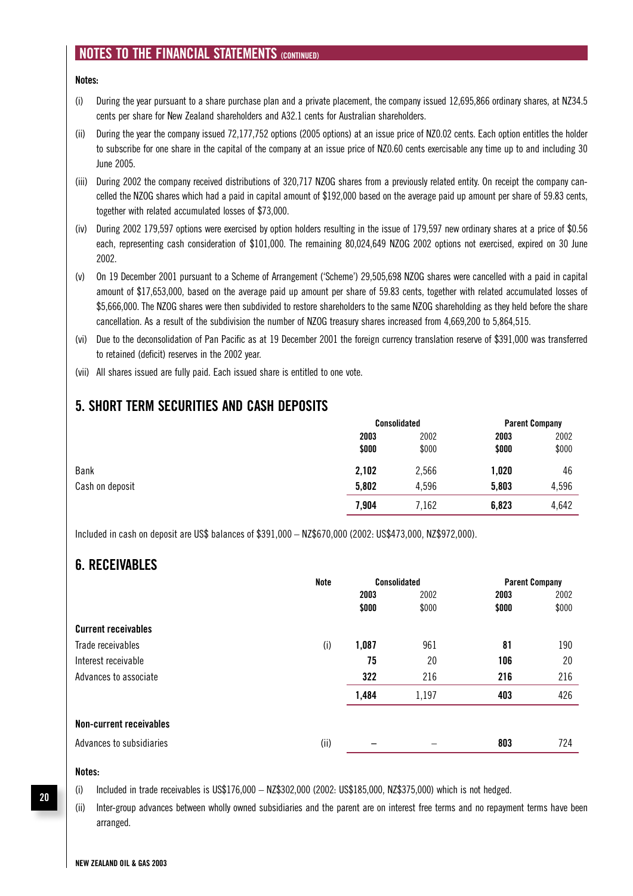## NOTES TO THE FINANCIAL STATEMENTS (CONTINUED)

**Notes:**

(i) During the year pursuant to a share purchase plan and a private placement, the company issued 12,695,866 ordinary shares, at NZ34.5 cents per share for New Zealand shareholders and A32.1 cents for Australian shareholders.

(ii) During the year the company issued 72,177,752 options (2005 options) at an issue price of NZ0.02 cents. Each option entitles the holder to subscribe for one share in the capital of the company at an issue price of NZ0.60 cents exercisable any time up to and including 30 June 2005.

(iii) During 2002 the company received distributions of 320,717 NZOG shares from a previously related entity. On receipt the company cancelled the NZOG shares which had a paid in capital amount of $192,000 based on the average paid up amount per share of 59.83 cents, together with related accumulated losses of $73,000.

(iv) During 2002 179,597 options were exercised by option holders resulting in the issue of 179,597 new ordinary shares at a price of $0.56 each, representing cash consideration of $101,000. The remaining 80,024,649 NZOG 2002 options not exercised, expired on 30 June 2002.

(v) On 19 December 2001 pursuant to a Scheme of Arrangement ('Scheme') 29,505,698 NZOG shares were cancelled with a paid in capital amount of $17,653,000, based on the average paid up amount per share of 59.83 cents, together with related accumulated losses of $5,666,000. The NZOG shares were then subdivided to restore shareholders to the same NZOG shareholding as they held before the share cancellation. As a result of the subdivision the number of NZOG treasury shares increased from 4,669,200 to 5,864,515.

(vi) Due to the deconsolidation of Pan Pacific as at 19 December 2001 the foreign currency translation reserve of $391,000 was transferred to retained (deficit) reserves in the 2002 year.

(vii) All shares issued are fully paid. Each issued share is entitled to one vote.

## 5. SHORT TERM SECURITIES AND CASH DEPOSITS

| | Consolidated | | Parent Company | |
|---|---|---|---|---|
| | **2003** | 2002 | **2003** | 2002 |
| | **$000** | $000 | **$000** | $000 |
| Bank | **2,102** | 2,566 | **1,020** | 46 |
| Cash on deposit | **5,802** | 4,596 | **5,803** | 4,596 |
| | **7,904** | 7,162 | **6,823** | 4,642 |

Included in cash on deposit are US$ balances of $391,000 – NZ$670,000 (2002: US$473,000, NZ$972,000).

## 6. RECEIVABLES

| | Note | Consolidated | | Parent Company | |
|---|---|---|---|---|---|
| | | **2003** | 2002 | **2003** | 2002 |
| | | **$000** | $000 | **$000** | $000 |
| **Current receivables** | | | | | |
| Trade receivables | (i) | **1,087** | 961 | **81** | 190 |
| Interest receivable | | **75** | 20 | **106** | 20 |
| Advances to associate | | **322** | 216 | **216** | 216 |
| | | **1,484** | 1,197 | **403** | 426 |
| **Non-current receivables** | | | | | |
| Advances to subsidiaries | (ii) | **–** | – | **803** | 724 |

**Notes:**

(i) Included in trade receivables is US$176,000 – NZ$302,000 (2002: US$185,000, NZ$375,000) which is not hedged.

(ii) Inter-group advances between wholly owned subsidiaries and the parent are on interest free terms and no repayment terms have been arranged.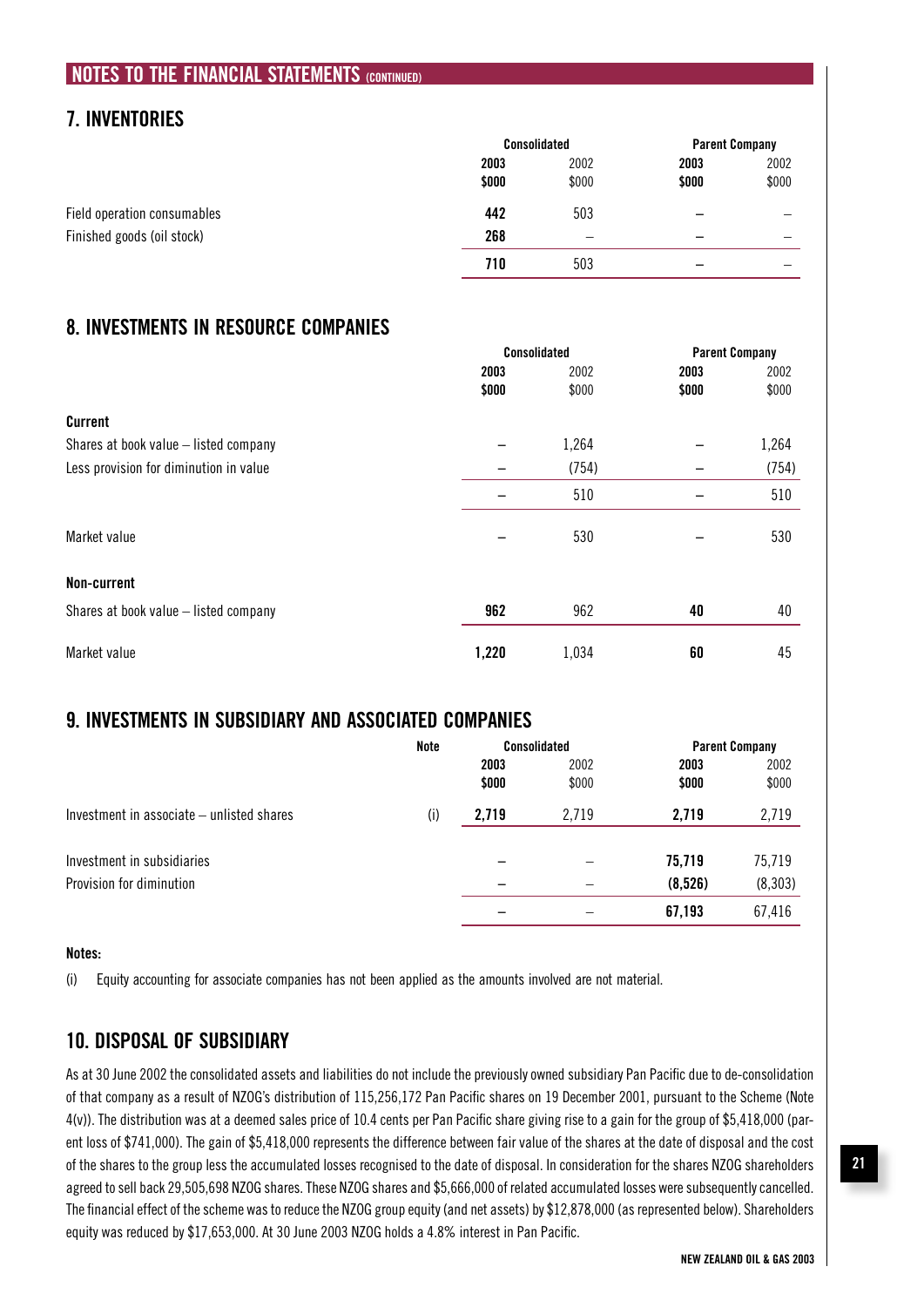## NOTES TO THE FINANCIAL STATEMENTS (CONTINUED)

## 7. INVENTORIES

| | Consolidated | | Parent Company | |
|---|---|---|---|---|
| | **2003** | 2002 | **2003** | 2002 |
| | **$000** | $000 | **$000** | $000 |
| Field operation consumables | **442** | 503 | **–** | – |
| Finished goods (oil stock) | **268** | – | **–** | – |
| | **710** | 503 | **–** | – |

## 8. INVESTMENTS IN RESOURCE COMPANIES

| | Consolidated | | Parent Company | |
|---|---|---|---|---|
| | **2003** | 2002 | **2003** | 2002 |
| | **$000** | $000 | **$000** | $000 |
| **Current** | | | | |
| Shares at book value – listed company | **–** | 1,264 | **–** | 1,264 |
| Less provision for diminution in value | **–** | (754) | **–** | (754) |
| | **–** | 510 | **–** | 510 |
| Market value | **–** | 530 | **–** | 530 |
| **Non-current** | | | | |
| Shares at book value – listed company | **962** | 962 | **40** | 40 |
| Market value | **1,220** | 1,034 | **60** | 45 |

## 9. INVESTMENTS IN SUBSIDIARY AND ASSOCIATED COMPANIES

| | Note | Consolidated | | Parent Company | |
|---|---|---|---|---|---|
| | | **2003** | 2002 | **2003** | 2002 |
| | | **$000** | $000 | **$000** | $000 |
| Investment in associate – unlisted shares | (i) | **2,719** | 2,719 | **2,719** | 2,719 |
| Investment in subsidiaries | | **–** | – | **75,719** | 75,719 |
| Provision for diminution | | **–** | – | **(8,526)** | (8,303) |
| | | **–** | – | **67,193** | 67,416 |

**Notes:**

(i) Equity accounting for associate companies has not been applied as the amounts involved are not material.

## 10. DISPOSAL OF SUBSIDIARY

As at 30 June 2002 the consolidated assets and liabilities do not include the previously owned subsidiary Pan Pacific due to de-consolidation of that company as a result of NZOG's distribution of 115,256,172 Pan Pacific shares on 19 December 2001, pursuant to the Scheme (Note 4(v)). The distribution was at a deemed sales price of 10.4 cents per Pan Pacific share giving rise to a gain for the group of $5,418,000 (parent loss of $741,000). The gain of $5,418,000 represents the difference between fair value of the shares at the date of disposal and the cost of the shares to the group less the accumulated losses recognised to the date of disposal. In consideration for the shares NZOG shareholders agreed to sell back 29,505,698 NZOG shares. These NZOG shares and $5,666,000 of related accumulated losses were subsequently cancelled. The financial effect of the scheme was to reduce the NZOG group equity (and net assets) by $12,878,000 (as represented below). Shareholders equity was reduced by $17,653,000. At 30 June 2003 NZOG holds a 4.8% interest in Pan Pacific.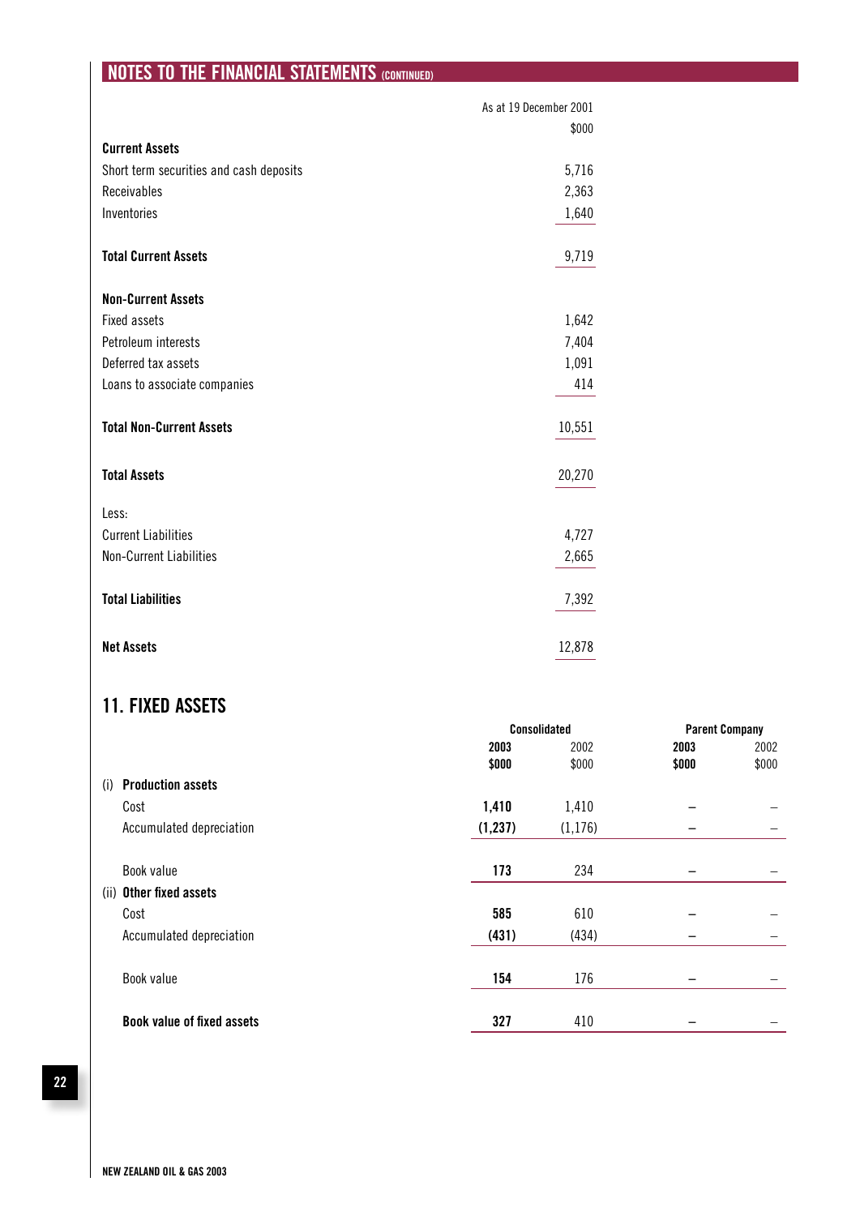## NOTES TO THE FINANCIAL STATEMENTS (CONTINUED)

| | As at 19 December 2001 |
|---|---|
| | $000 |
| **Current Assets** | |
| Short term securities and cash deposits | 5,716 |
| Receivables | 2,363 |
| Inventories | 1,640 |
| **Total Current Assets** | 9,719 |
| **Non-Current Assets** | |
| Fixed assets | 1,642 |
| Petroleum interests | 7,404 |
| Deferred tax assets | 1,091 |
| Loans to associate companies | 414 |
| **Total Non-Current Assets** | 10,551 |
| **Total Assets** | 20,270 |
| Less: | |
| Current Liabilities | 4,727 |
| Non-Current Liabilities | 2,665 |
| **Total Liabilities** | 7,392 |
| **Net Assets** | 12,878 |

## 11. FIXED ASSETS

| | Consolidated | | Parent Company | |
|---|---|---|---|---|
| | **2003** | 2002 | **2003** | 2002 |
| | **$000** | $000 | **$000** | $000 |
| (i) **Production assets** | | | | |
| Cost | **1,410** | 1,410 | **–** | – |
| Accumulated depreciation | **(1,237)** | (1,176) | **–** | – |
| Book value | **173** | 234 | **–** | – |
| (ii) **Other fixed assets** | | | | |
| Cost | **585** | 610 | **–** | – |
| Accumulated depreciation | **(431)** | (434) | **–** | – |
| Book value | **154** | 176 | **–** | – |
| **Book value of fixed assets** | **327** | 410 | **–** | – |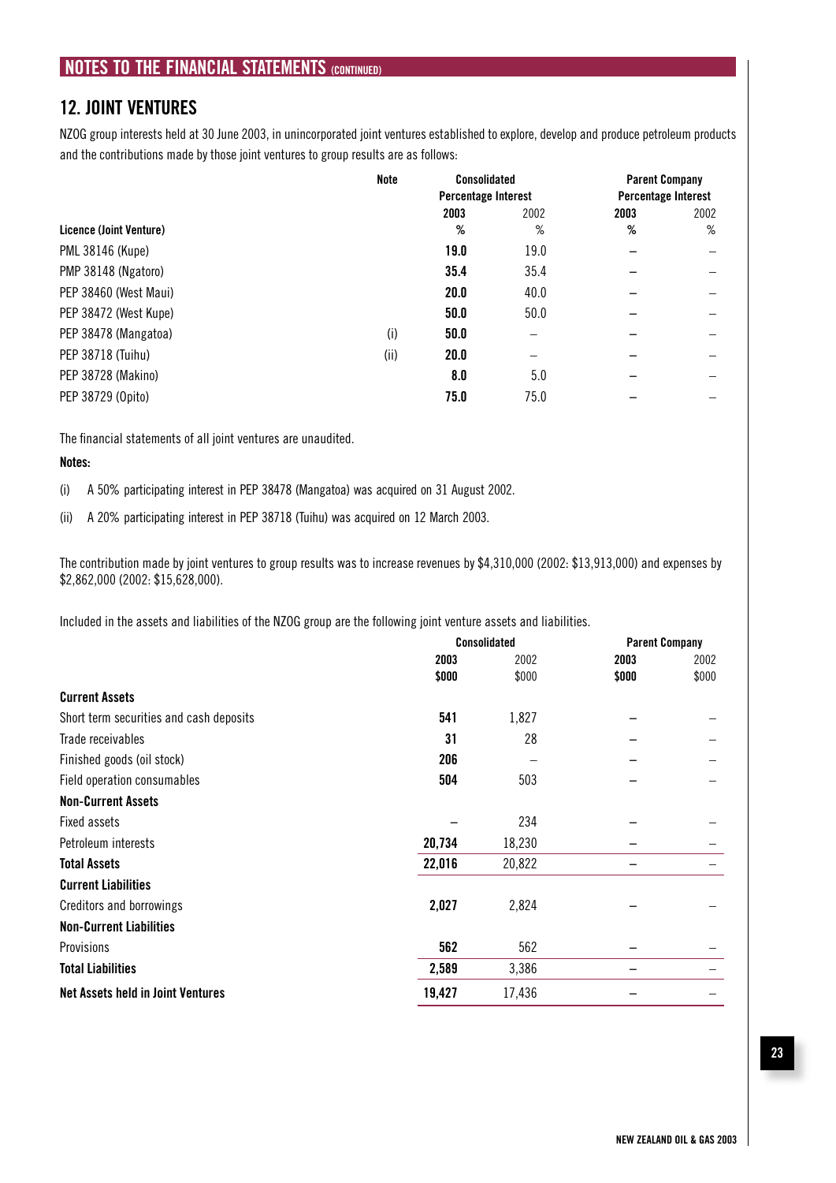## NOTES TO THE FINANCIAL STATEMENTS (CONTINUED)

## 12. JOINT VENTURES

NZOG group interests held at 30 June 2003, in unincorporated joint ventures established to explore, develop and produce petroleum products and the contributions made by those joint ventures to group results are as follows:

| | Note | Consolidated Percentage Interest | | Parent Company Percentage Interest | |
|---|---|---|---|---|---|
| | | **2003** | 2002 | **2003** | 2002 |
| **Licence (Joint Venture)** | | **%** | % | **%** | % |
| PML 38146 (Kupe) | | **19.0** | 19.0 | – | – |
| PMP 38148 (Ngatoro) | | **35.4** | 35.4 | – | – |
| PEP 38460 (West Maui) | | **20.0** | 40.0 | – | – |
| PEP 38472 (West Kupe) | | **50.0** | 50.0 | – | – |
| PEP 38478 (Mangatoa) | (i) | **50.0** | – | – | – |
| PEP 38718 (Tuihu) | (ii) | **20.0** | – | – | – |
| PEP 38728 (Makino) | | **8.0** | 5.0 | – | – |
| PEP 38729 (Opito) | | **75.0** | 75.0 | – | – |

The financial statements of all joint ventures are unaudited.

**Notes:**

(i) A 50% participating interest in PEP 38478 (Mangatoa) was acquired on 31 August 2002.

(ii) A 20% participating interest in PEP 38718 (Tuihu) was acquired on 12 March 2003.

The contribution made by joint ventures to group results was to increase revenues by $4,310,000 (2002: $13,913,000) and expenses by $2,862,000 (2002: $15,628,000).

Included in the assets and liabilities of the NZOG group are the following joint venture assets and liabilities.

| | Consolidated | | Parent Company | |
|---|---|---|---|---|
| | **2003** | 2002 | **2003** | 2002 |
| | **$000** | $000 | **$000** | $000 |
| **Current Assets** | | | | |
| Short term securities and cash deposits | **541** | 1,827 | – | – |
| Trade receivables | **31** | 28 | – | – |
| Finished goods (oil stock) | **206** | – | – | – |
| Field operation consumables | **504** | 503 | – | – |
| **Non-Current Assets** | | | | |
| Fixed assets | – | 234 | – | – |
| Petroleum interests | **20,734** | 18,230 | – | – |
| **Total Assets** | **22,016** | 20,822 | – | – |
| **Current Liabilities** | | | | |
| Creditors and borrowings | **2,027** | 2,824 | – | – |
| **Non-Current Liabilities** | | | | |
| Provisions | **562** | 562 | – | – |
| **Total Liabilities** | **2,589** | 3,386 | – | – |
| **Net Assets held in Joint Ventures** | **19,427** | 17,436 | – | – |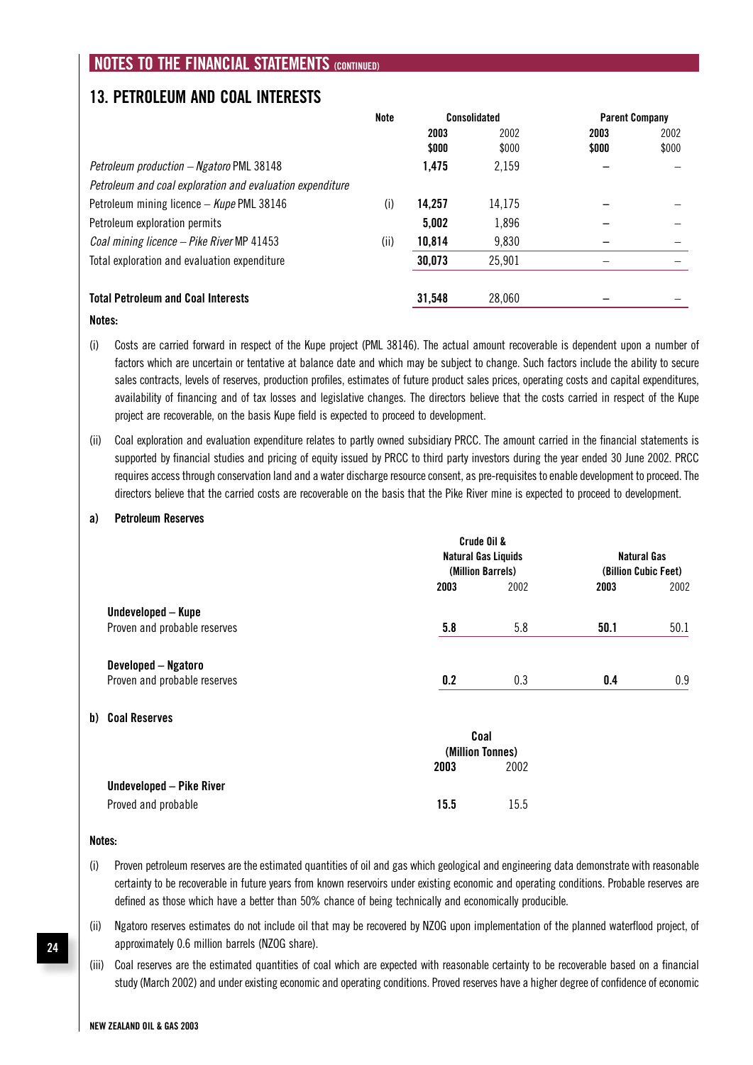## NOTES TO THE FINANCIAL STATEMENTS (CONTINUED)

## 13. PETROLEUM AND COAL INTERESTS

| | Note | Consolidated | | Parent Company | |
|---|---|---|---|---|---|
| | | **2003** | 2002 | **2003** | 2002 |
| | | **$000** | $000 | **$000** | $000 |
| *Petroleum production – Ngatoro* PML 38148 | | **1,475** | 2,159 | **–** | – |
| *Petroleum and coal exploration and evaluation expenditure* | | | | | |
| Petroleum mining licence – *Kupe* PML 38146 | (i) | **14,257** | 14,175 | **–** | – |
| Petroleum exploration permits | | **5,002** | 1,896 | **–** | – |
| *Coal mining licence – Pike River* MP 41453 | (ii) | **10,814** | 9,830 | **–** | – |
| Total exploration and evaluation expenditure | | **30,073** | 25,901 | – | – |
| | | | | | |
| **Total Petroleum and Coal Interests** | | **31,548** | 28,060 | **–** | – |

**Notes:**

(i) Costs are carried forward in respect of the Kupe project (PML 38146). The actual amount recoverable is dependent upon a number of factors which are uncertain or tentative at balance date and which may be subject to change. Such factors include the ability to secure sales contracts, levels of reserves, production profiles, estimates of future product sales prices, operating costs and capital expenditures, availability of financing and of tax losses and legislative changes. The directors believe that the costs carried in respect of the Kupe project are recoverable, on the basis Kupe field is expected to proceed to development.

(ii) Coal exploration and evaluation expenditure relates to partly owned subsidiary PRCC. The amount carried in the financial statements is supported by financial studies and pricing of equity issued by PRCC to third party investors during the year ended 30 June 2002. PRCC requires access through conservation land and a water discharge resource consent, as pre-requisites to enable development to proceed. The directors believe that the carried costs are recoverable on the basis that the Pike River mine is expected to proceed to development.

**a) Petroleum Reserves**

| | Crude Oil & Natural Gas Liquids (Million Barrels) | | Natural Gas (Billion Cubic Feet) | |
|---|---|---|---|---|
| | **2003** | 2002 | **2003** | 2002 |
| **Undeveloped – Kupe** | | | | |
| Proven and probable reserves | **5.8** | 5.8 | **50.1** | 50.1 |
| **Developed – Ngatoro** | | | | |
| Proven and probable reserves | **0.2** | 0.3 | **0.4** | 0.9 |

**b) Coal Reserves**

| | Coal (Million Tonnes) | |
|---|---|---|
| | **2003** | 2002 |
| **Undeveloped – Pike River** | | |
| Proved and probable | **15.5** | 15.5 |

**Notes:**

(i) Proven petroleum reserves are the estimated quantities of oil and gas which geological and engineering data demonstrate with reasonable certainty to be recoverable in future years from known reservoirs under existing economic and operating conditions. Probable reserves are defined as those which have a better than 50% chance of being technically and economically producible.

(ii) Ngatoro reserves estimates do not include oil that may be recovered by NZOG upon implementation of the planned waterflood project, of approximately 0.6 million barrels (NZOG share).

(iii) Coal reserves are the estimated quantities of coal which are expected with reasonable certainty to be recoverable based on a financial study (March 2002) and under existing economic and operating conditions. Proved reserves have a higher degree of confidence of economic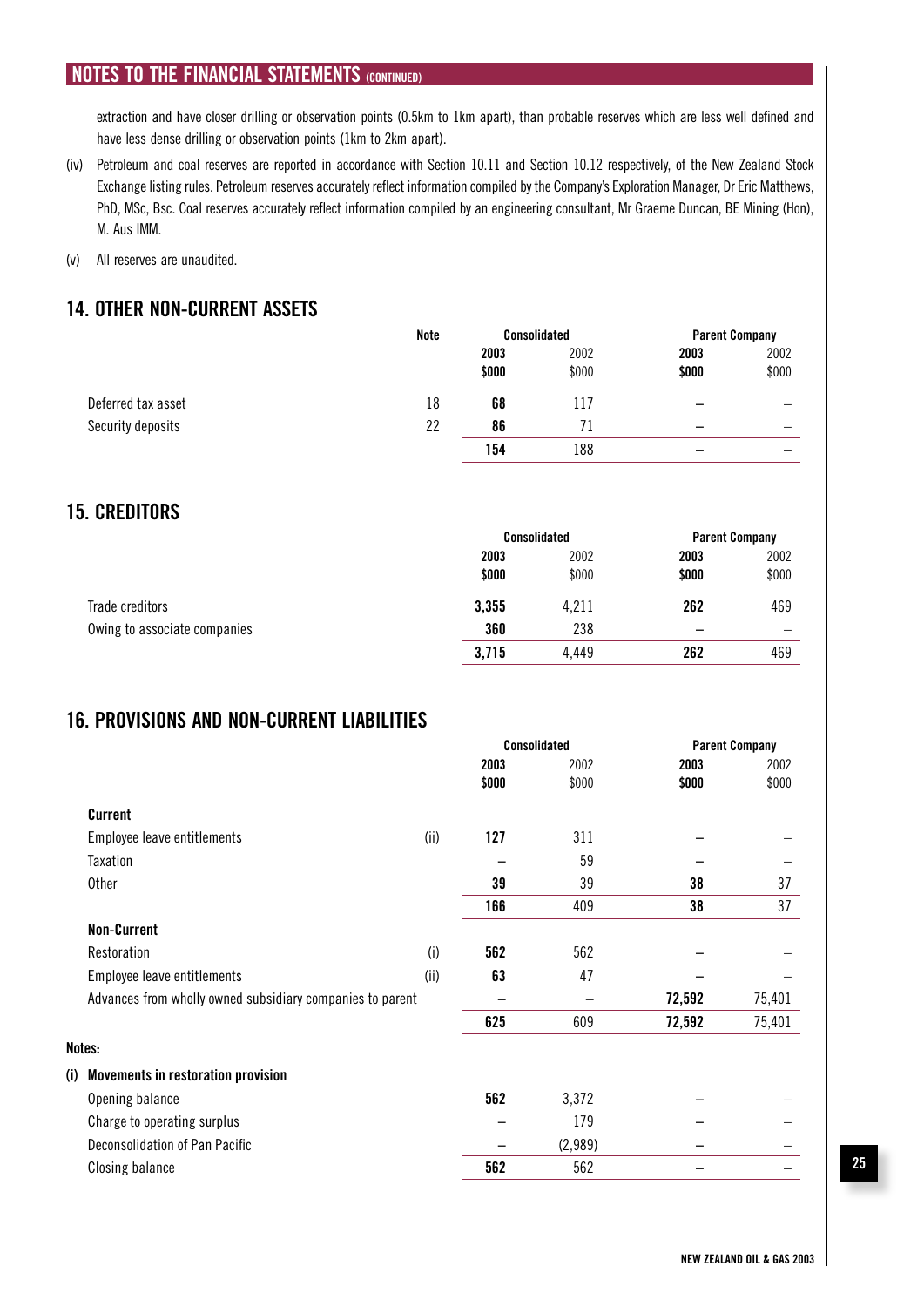## NOTES TO THE FINANCIAL STATEMENTS (CONTINUED)

extraction and have closer drilling or observation points (0.5km to 1km apart), than probable reserves which are less well defined and have less dense drilling or observation points (1km to 2km apart).

(iv) Petroleum and coal reserves are reported in accordance with Section 10.11 and Section 10.12 respectively, of the New Zealand Stock Exchange listing rules. Petroleum reserves accurately reflect information compiled by the Company's Exploration Manager, Dr Eric Matthews, PhD, MSc, Bsc. Coal reserves accurately reflect information compiled by an engineering consultant, Mr Graeme Duncan, BE Mining (Hon), M. Aus IMM.

(v) All reserves are unaudited.

## 14. OTHER NON-CURRENT ASSETS

| | Note | Consolidated | | Parent Company | |
|---|---|---|---|---|---|
| | | **2003** | 2002 | **2003** | 2002 |
| | | **$000** | $000 | **$000** | $000 |
| Deferred tax asset | 18 | **68** | 117 | **–** | – |
| Security deposits | 22 | **86** | 71 | **–** | – |
| | | **154** | 188 | **–** | – |

## 15. CREDITORS

| | Consolidated | | Parent Company | |
|---|---|---|---|---|
| | **2003** | 2002 | **2003** | 2002 |
| | **$000** | $000 | **$000** | $000 |
| Trade creditors | **3,355** | 4,211 | **262** | 469 |
| Owing to associate companies | **360** | 238 | **–** | – |
| | **3,715** | 4,449 | **262** | 469 |

## 16. PROVISIONS AND NON-CURRENT LIABILITIES

| | | Consolidated | | Parent Company | |
|---|---|---|---|---|---|
| | | **2003** | 2002 | **2003** | 2002 |
| | | **$000** | $000 | **$000** | $000 |
| **Current** | | | | | |
| Employee leave entitlements | (ii) | **127** | 311 | **–** | – |
| Taxation | | **–** | 59 | **–** | – |
| Other | | **39** | 39 | **38** | 37 |
| | | **166** | 409 | **38** | 37 |
| **Non-Current** | | | | | |
| Restoration | (i) | **562** | 562 | **–** | – |
| Employee leave entitlements | (ii) | **63** | 47 | **–** | – |
| Advances from wholly owned subsidiary companies to parent | | **–** | – | **72,592** | 75,401 |
| | | **625** | 609 | **72,592** | 75,401 |

**Notes:**

**(i) Movements in restoration provision**

| | Consolidated | | Parent Company | |
|---|---|---|---|---|
| Opening balance | **562** | 3,372 | **–** | – |
| Charge to operating surplus | **–** | 179 | **–** | – |
| Deconsolidation of Pan Pacific | **–** | (2,989) | **–** | – |
| Closing balance | **562** | 562 | **–** | – |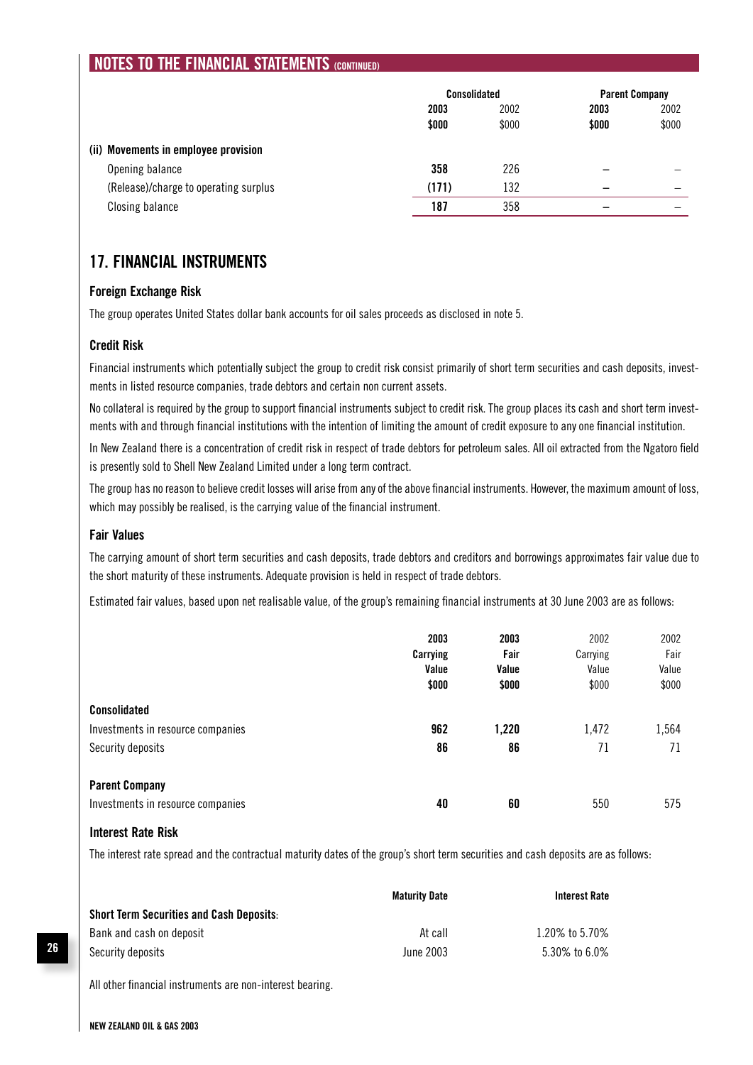## NOTES TO THE FINANCIAL STATEMENTS (CONTINUED)

| | Consolidated | | Parent Company | |
|---|---|---|---|---|
| | **2003** | 2002 | **2003** | 2002 |
| | **$000** | $000 | **$000** | $000 |
| **(ii) Movements in employee provision** | | | | |
| Opening balance | **358** | 226 | **–** | – |
| (Release)/charge to operating surplus | **(171)** | 132 | **–** | – |
| Closing balance | **187** | 358 | **–** | – |

## 17. FINANCIAL INSTRUMENTS

### Foreign Exchange Risk

The group operates United States dollar bank accounts for oil sales proceeds as disclosed in note 5.

### Credit Risk

Financial instruments which potentially subject the group to credit risk consist primarily of short term securities and cash deposits, investments in listed resource companies, trade debtors and certain non current assets.

No collateral is required by the group to support financial instruments subject to credit risk. The group places its cash and short term investments with and through financial institutions with the intention of limiting the amount of credit exposure to any one financial institution.

In New Zealand there is a concentration of credit risk in respect of trade debtors for petroleum sales. All oil extracted from the Ngatoro field is presently sold to Shell New Zealand Limited under a long term contract.

The group has no reason to believe credit losses will arise from any of the above financial instruments. However, the maximum amount of loss, which may possibly be realised, is the carrying value of the financial instrument.

### Fair Values

The carrying amount of short term securities and cash deposits, trade debtors and creditors and borrowings approximates fair value due to the short maturity of these instruments. Adequate provision is held in respect of trade debtors.

Estimated fair values, based upon net realisable value, of the group's remaining financial instruments at 30 June 2003 are as follows:

| | **2003 Carrying Value $000** | **2003 Fair Value $000** | 2002 Carrying Value $000 | 2002 Fair Value $000 |
|---|---|---|---|---|
| **Consolidated** | | | | |
| Investments in resource companies | **962** | **1,220** | 1,472 | 1,564 |
| Security deposits | **86** | **86** | 71 | 71 |
| **Parent Company** | | | | |
| Investments in resource companies | **40** | **60** | 550 | 575 |

### Interest Rate Risk

The interest rate spread and the contractual maturity dates of the group's short term securities and cash deposits are as follows:

| | **Maturity Date** | **Interest Rate** |
|---|---|---|
| **Short Term Securities and Cash Deposits**: | | |
| Bank and cash on deposit | At call | 1.20% to 5.70% |
| Security deposits | June 2003 | 5.30% to 6.0% |

All other financial instruments are non-interest bearing.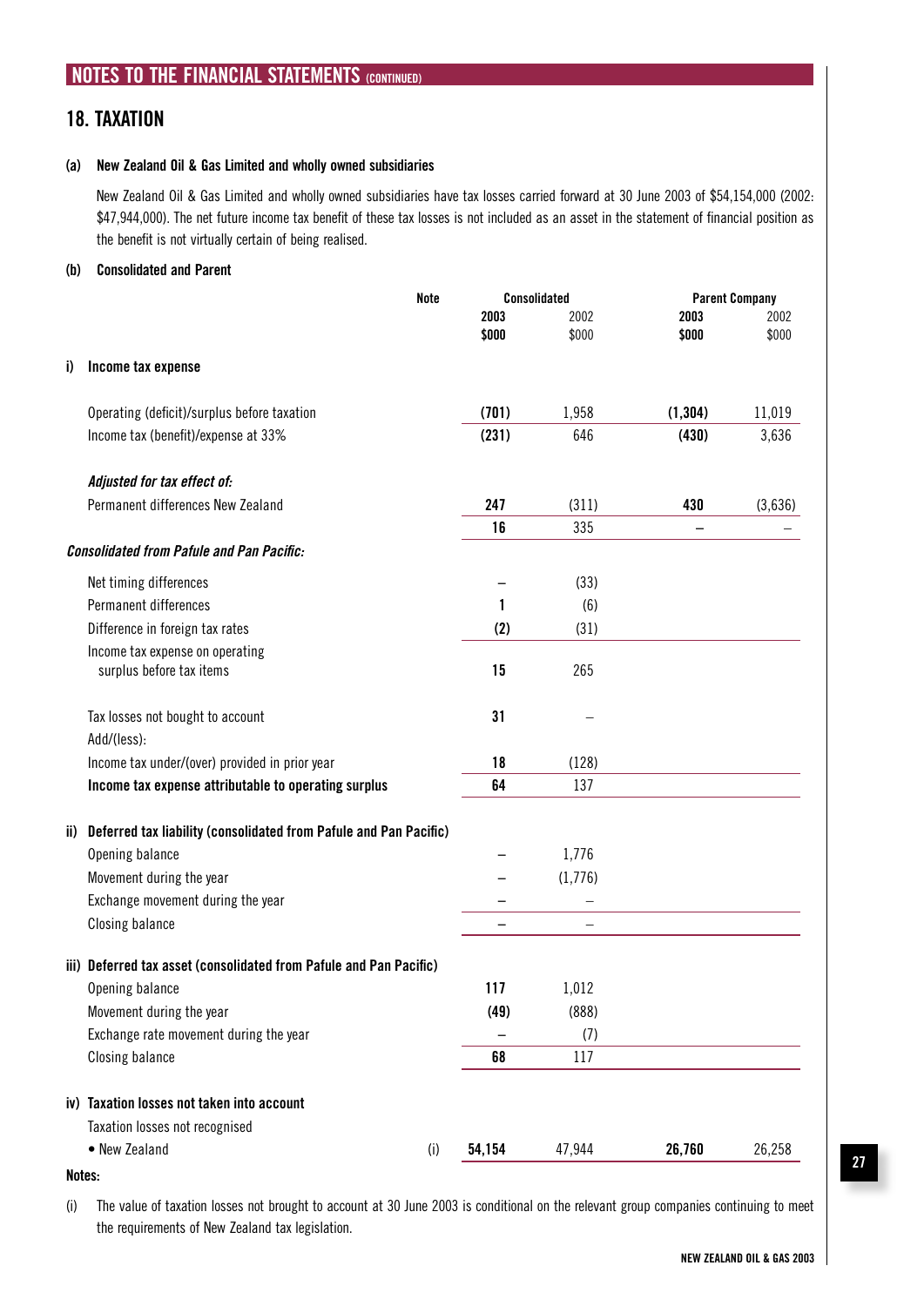## NOTES TO THE FINANCIAL STATEMENTS (CONTINUED)

## 18. TAXATION

### (a) New Zealand Oil & Gas Limited and wholly owned subsidiaries

New Zealand Oil & Gas Limited and wholly owned subsidiaries have tax losses carried forward at 30 June 2003 of $54,154,000 (2002: $47,944,000). The net future income tax benefit of these tax losses is not included as an asset in the statement of financial position as the benefit is not virtually certain of being realised.

### (b) Consolidated and Parent

| | Note | Consolidated | | Parent Company | |
|---|---|---|---|---|---|
| | | **2003** | 2002 | **2003** | 2002 |
| | | **$000** | $000 | **$000** | $000 |
| **i) Income tax expense** | | | | | |
| Operating (deficit)/surplus before taxation | | **(701)** | 1,958 | **(1,304)** | 11,019 |
| Income tax (benefit)/expense at 33% | | **(231)** | 646 | **(430)** | 3,636 |
| ***Adjusted for tax effect of:*** | | | | | |
| Permanent differences New Zealand | | **247** | (311) | **430** | (3,636) |
| | | **16** | 335 | **–** | – |
| ***Consolidated from Pafule and Pan Pacific:*** | | | | | |
| Net timing differences | | **–** | (33) | | |
| Permanent differences | | **1** | (6) | | |
| Difference in foreign tax rates | | **(2)** | (31) | | |
| Income tax expense on operating surplus before tax items | | **15** | 265 | | |
| Tax losses not bought to account | | **31** | – | | |
| Add/(less): | | | | | |
| Income tax under/(over) provided in prior year | | **18** | (128) | | |
| **Income tax expense attributable to operating surplus** | | **64** | 137 | | |
| **ii) Deferred tax liability (consolidated from Pafule and Pan Pacific)** | | | | | |
| Opening balance | | **–** | 1,776 | | |
| Movement during the year | | **–** | (1,776) | | |
| Exchange movement during the year | | **–** | – | | |
| Closing balance | | **–** | – | | |
| **iii) Deferred tax asset (consolidated from Pafule and Pan Pacific)** | | | | | |
| Opening balance | | **117** | 1,012 | | |
| Movement during the year | | **(49)** | (888) | | |
| Exchange rate movement during the year | | **–** | (7) | | |
| Closing balance | | **68** | 117 | | |
| **iv) Taxation losses not taken into account** | | | | | |
| Taxation losses not recognised | | | | | |
| • New Zealand | (i) | **54,154** | 47,944 | **26,760** | 26,258 |

**Notes:**

(i) The value of taxation losses not brought to account at 30 June 2003 is conditional on the relevant group companies continuing to meet the requirements of New Zealand tax legislation.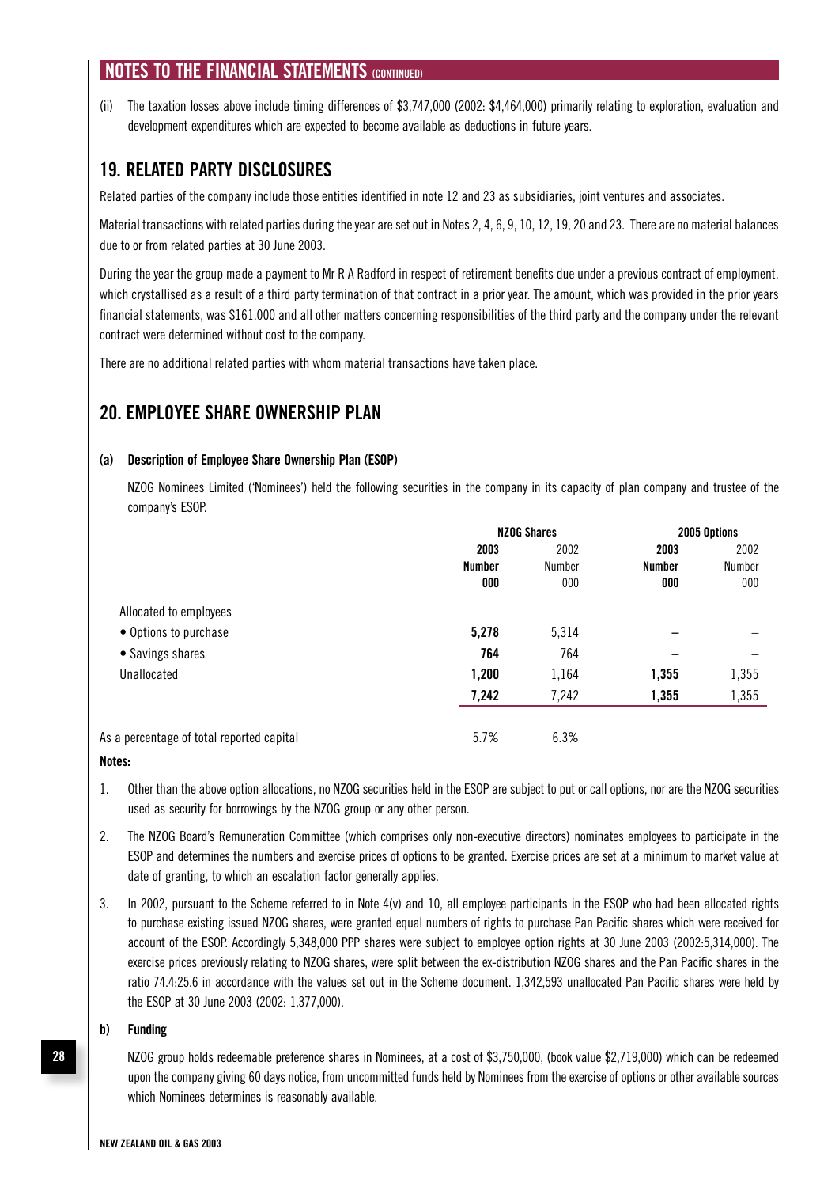## NOTES TO THE FINANCIAL STATEMENTS (CONTINUED)

(ii) The taxation losses above include timing differences of $3,747,000 (2002: $4,464,000) primarily relating to exploration, evaluation and development expenditures which are expected to become available as deductions in future years.

## 19. RELATED PARTY DISCLOSURES

Related parties of the company include those entities identified in note 12 and 23 as subsidiaries, joint ventures and associates.

Material transactions with related parties during the year are set out in Notes 2, 4, 6, 9, 10, 12, 19, 20 and 23. There are no material balances due to or from related parties at 30 June 2003.

During the year the group made a payment to Mr R A Radford in respect of retirement benefits due under a previous contract of employment, which crystallised as a result of a third party termination of that contract in a prior year. The amount, which was provided in the prior years financial statements, was $161,000 and all other matters concerning responsibilities of the third party and the company under the relevant contract were determined without cost to the company.

There are no additional related parties with whom material transactions have taken place.

## 20. EMPLOYEE SHARE OWNERSHIP PLAN

### (a) Description of Employee Share Ownership Plan (ESOP)

NZOG Nominees Limited ('Nominees') held the following securities in the company in its capacity of plan company and trustee of the company's ESOP.

| | NZOG Shares | | 2005 Options | |
|---|---|---|---|---|
| | **2003 Number 000** | 2002 Number 000 | **2003 Number 000** | 2002 Number 000 |
| Allocated to employees | | | | |
| • Options to purchase | **5,278** | 5,314 | – | – |
| • Savings shares | **764** | 764 | – | – |
| Unallocated | **1,200** | 1,164 | **1,355** | 1,355 |
| | **7,242** | 7,242 | **1,355** | 1,355 |
| As a percentage of total reported capital | 5.7% | 6.3% | | |

**Notes:**

1. Other than the above option allocations, no NZOG securities held in the ESOP are subject to put or call options, nor are the NZOG securities used as security for borrowings by the NZOG group or any other person.

2. The NZOG Board's Remuneration Committee (which comprises only non-executive directors) nominates employees to participate in the ESOP and determines the numbers and exercise prices of options to be granted. Exercise prices are set at a minimum to market value at date of granting, to which an escalation factor generally applies.

3. In 2002, pursuant to the Scheme referred to in Note 4(v) and 10, all employee participants in the ESOP who had been allocated rights to purchase existing issued NZOG shares, were granted equal numbers of rights to purchase Pan Pacific shares which were received for account of the ESOP. Accordingly 5,348,000 PPP shares were subject to employee option rights at 30 June 2003 (2002:5,314,000). The exercise prices previously relating to NZOG shares, were split between the ex-distribution NZOG shares and the Pan Pacific shares in the ratio 74.4:25.6 in accordance with the values set out in the Scheme document. 1,342,593 unallocated Pan Pacific shares were held by the ESOP at 30 June 2003 (2002: 1,377,000).

### b) Funding

NZOG group holds redeemable preference shares in Nominees, at a cost of $3,750,000, (book value $2,719,000) which can be redeemed upon the company giving 60 days notice, from uncommitted funds held by Nominees from the exercise of options or other available sources which Nominees determines is reasonably available.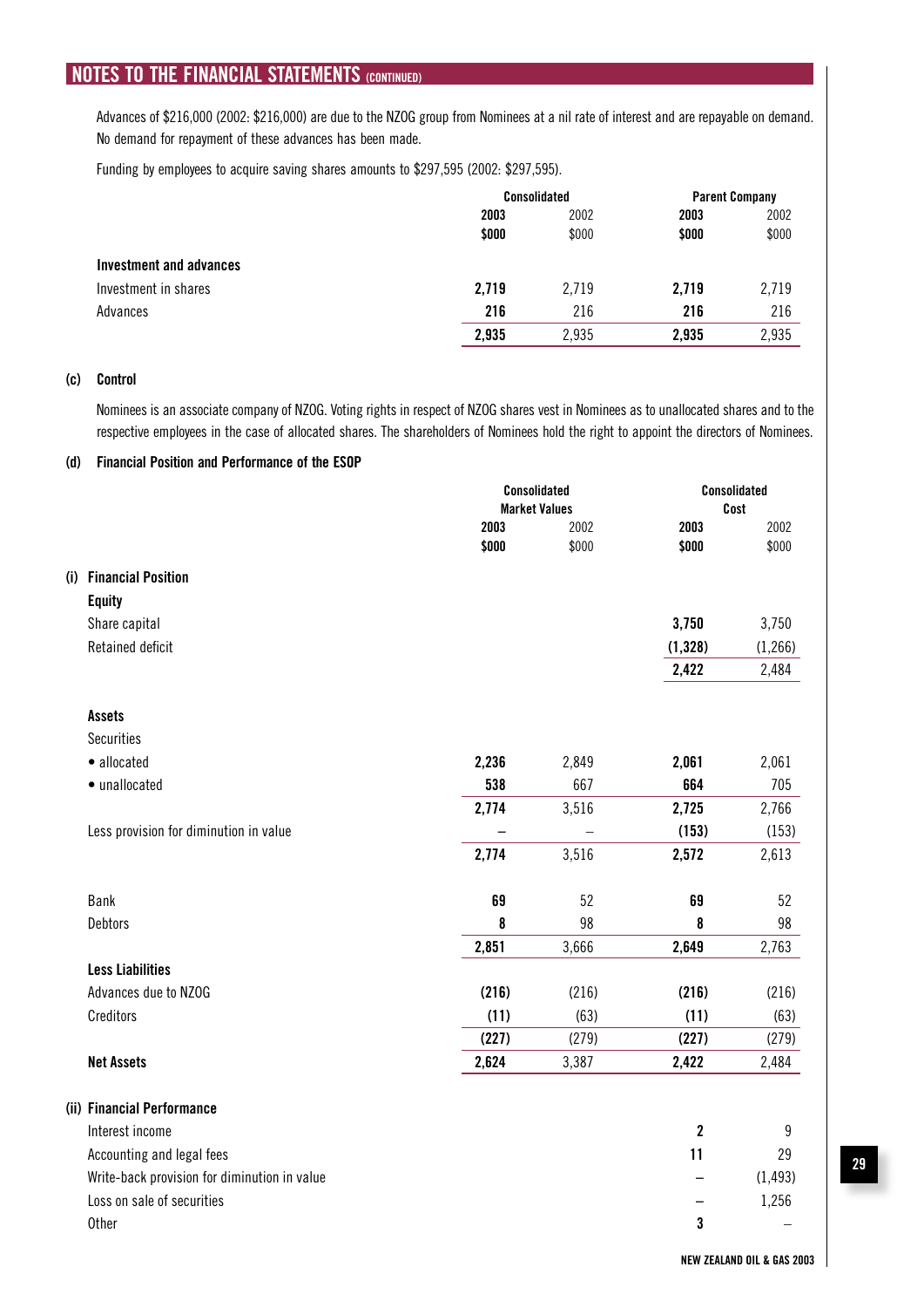## NOTES TO THE FINANCIAL STATEMENTS (CONTINUED)

Advances of $216,000 (2002: $216,000) are due to the NZOG group from Nominees at a nil rate of interest and are repayable on demand. No demand for repayment of these advances has been made.

Funding by employees to acquire saving shares amounts to $297,595 (2002: $297,595).

| | Consolidated | | Parent Company | |
|---|---|---|---|---|
| | **2003** | 2002 | **2003** | 2002 |
| | **$000** | $000 | **$000** | $000 |
| **Investment and advances** | | | | |
| Investment in shares | **2,719** | 2,719 | **2,719** | 2,719 |
| Advances | **216** | 216 | **216** | 216 |
| | **2,935** | 2,935 | **2,935** | 2,935 |

**(c) Control**

Nominees is an associate company of NZOG. Voting rights in respect of NZOG shares vest in Nominees as to unallocated shares and to the respective employees in the case of allocated shares. The shareholders of Nominees hold the right to appoint the directors of Nominees.

**(d) Financial Position and Performance of the ESOP**

| | Consolidated Market Values | | Consolidated Cost | |
|---|---|---|---|---|
| | **2003** | 2002 | **2003** | 2002 |
| | **$000** | $000 | **$000** | $000 |
| **(i) Financial Position** | | | | |
| **Equity** | | | | |
| Share capital | | | **3,750** | 3,750 |
| Retained deficit | | | **(1,328)** | (1,266) |
| | | | **2,422** | 2,484 |
| **Assets** | | | | |
| Securities | | | | |
| • allocated | **2,236** | 2,849 | **2,061** | 2,061 |
| • unallocated | **538** | 667 | **664** | 705 |
| | **2,774** | 3,516 | **2,725** | 2,766 |
| Less provision for diminution in value | – | – | **(153)** | (153) |
| | **2,774** | 3,516 | **2,572** | 2,613 |
| Bank | **69** | 52 | **69** | 52 |
| Debtors | **8** | 98 | **8** | 98 |
| | **2,851** | 3,666 | **2,649** | 2,763 |
| **Less Liabilities** | | | | |
| Advances due to NZOG | **(216)** | (216) | **(216)** | (216) |
| Creditors | **(11)** | (63) | **(11)** | (63) |
| | **(227)** | (279) | **(227)** | (279) |
| **Net Assets** | **2,624** | 3,387 | **2,422** | 2,484 |
| **(ii) Financial Performance** | | | | |
| Interest income | | | **2** | 9 |
| Accounting and legal fees | | | **11** | 29 |
| Write-back provision for diminution in value | | | – | (1,493) |
| Loss on sale of securities | | | – | 1,256 |
| Other | | | **3** | – |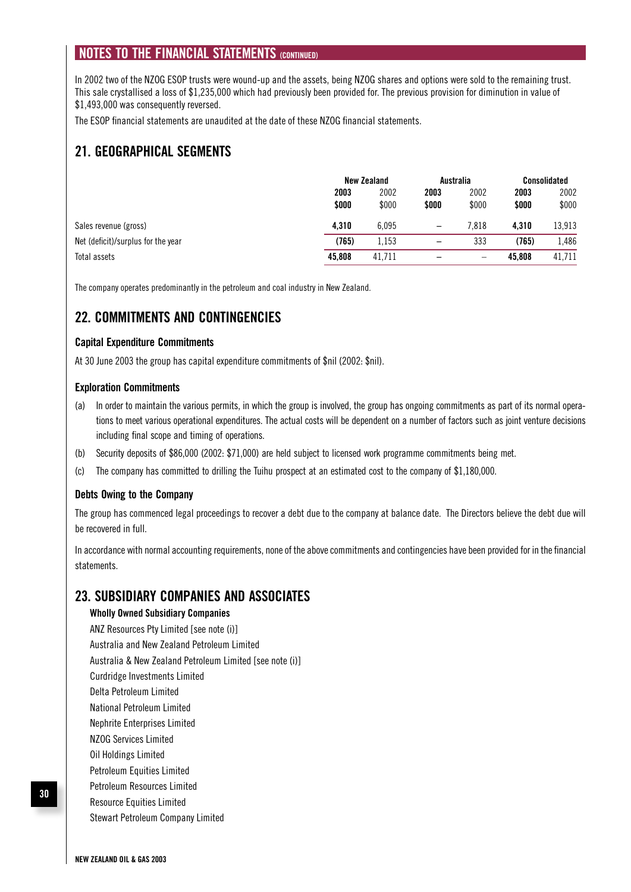## NOTES TO THE FINANCIAL STATEMENTS (CONTINUED)

In 2002 two of the NZOG ESOP trusts were wound-up and the assets, being NZOG shares and options were sold to the remaining trust. This sale crystallised a loss of $1,235,000 which had previously been provided for. The previous provision for diminution in value of $1,493,000 was consequently reversed.

The ESOP financial statements are unaudited at the date of these NZOG financial statements.

## 21. GEOGRAPHICAL SEGMENTS

| | New Zealand | | Australia | | Consolidated | |
|---|---|---|---|---|---|---|
| | **2003** | 2002 | **2003** | 2002 | **2003** | 2002 |
| | **$000** | $000 | **$000** | $000 | **$000** | $000 |
| Sales revenue (gross) | **4,310** | 6,095 | **–** | 7,818 | **4,310** | 13,913 |
| Net (deficit)/surplus for the year | **(765)** | 1,153 | **–** | 333 | **(765)** | 1,486 |
| Total assets | **45,808** | 41,711 | **–** | – | **45,808** | 41,711 |

The company operates predominantly in the petroleum and coal industry in New Zealand.

## 22. COMMITMENTS AND CONTINGENCIES

### Capital Expenditure Commitments

At 30 June 2003 the group has capital expenditure commitments of $nil (2002: $nil).

### Exploration Commitments

(a) In order to maintain the various permits, in which the group is involved, the group has ongoing commitments as part of its normal operations to meet various operational expenditures. The actual costs will be dependent on a number of factors such as joint venture decisions including final scope and timing of operations.

(b) Security deposits of $86,000 (2002: $71,000) are held subject to licensed work programme commitments being met.

(c) The company has committed to drilling the Tuihu prospect at an estimated cost to the company of $1,180,000.

### Debts Owing to the Company

The group has commenced legal proceedings to recover a debt due to the company at balance date. The Directors believe the debt due will be recovered in full.

In accordance with normal accounting requirements, none of the above commitments and contingencies have been provided for in the financial statements.

## 23. SUBSIDIARY COMPANIES AND ASSOCIATES

**Wholly Owned Subsidiary Companies**

ANZ Resources Pty Limited [see note (i)]
Australia and New Zealand Petroleum Limited
Australia & New Zealand Petroleum Limited [see note (i)]
Curdridge Investments Limited
Delta Petroleum Limited
National Petroleum Limited
Nephrite Enterprises Limited
NZOG Services Limited
Oil Holdings Limited
Petroleum Equities Limited
Petroleum Resources Limited
Resource Equities Limited
Stewart Petroleum Company Limited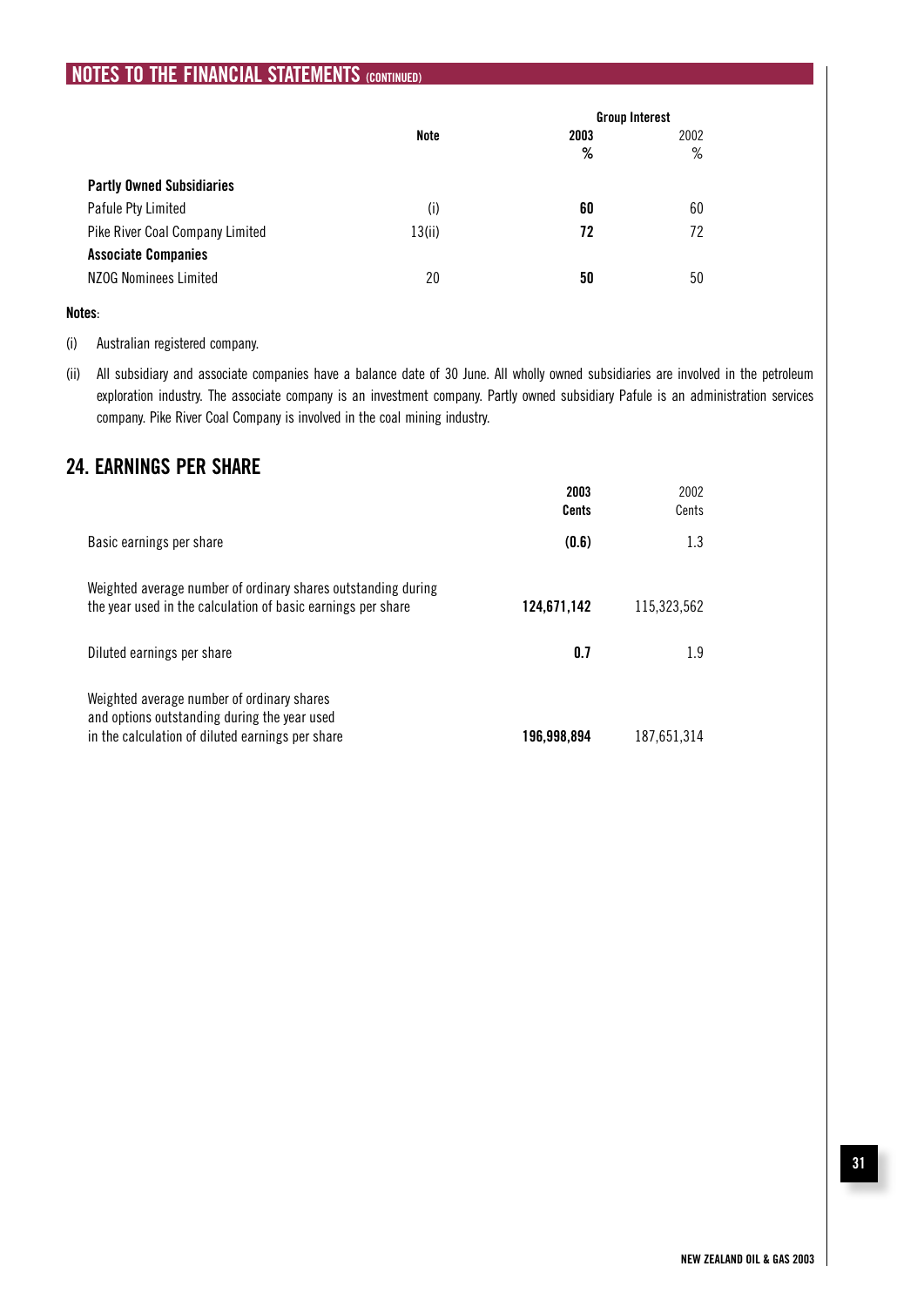## NOTES TO THE FINANCIAL STATEMENTS (CONTINUED)

| | Note | Group Interest 2003 % | Group Interest 2002 % |
|---|---|---|---|
| **Partly Owned Subsidiaries** | | | |
| Pafule Pty Limited | (i) | **60** | 60 |
| Pike River Coal Company Limited | 13(ii) | **72** | 72 |
| **Associate Companies** | | | |
| NZOG Nominees Limited | 20 | **50** | 50 |

**Notes**:

(i) Australian registered company.

(ii) All subsidiary and associate companies have a balance date of 30 June. All wholly owned subsidiaries are involved in the petroleum exploration industry. The associate company is an investment company. Partly owned subsidiary Pafule is an administration services company. Pike River Coal Company is involved in the coal mining industry.

## 24. EARNINGS PER SHARE

| | 2003 Cents | 2002 Cents |
|---|---|---|
| Basic earnings per share | **(0.6)** | 1.3 |
| Weighted average number of ordinary shares outstanding during the year used in the calculation of basic earnings per share | **124,671,142** | 115,323,562 |
| Diluted earnings per share | **0.7** | 1.9 |
| Weighted average number of ordinary shares and options outstanding during the year used in the calculation of diluted earnings per share | **196,998,894** | 187,651,314 |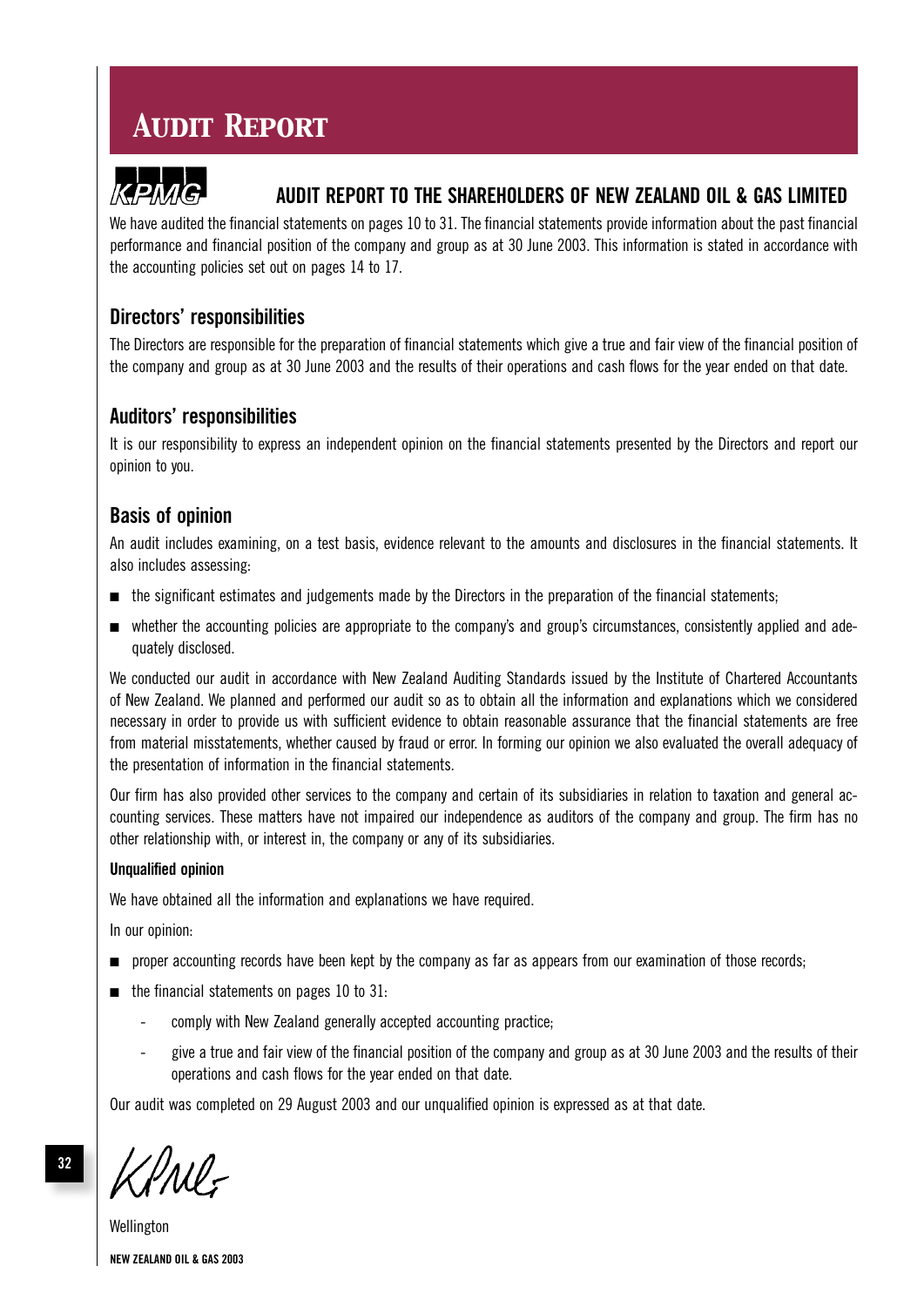# Audit Report

KPMG

## AUDIT REPORT TO THE SHAREHOLDERS OF NEW ZEALAND OIL & GAS LIMITED

We have audited the financial statements on pages 10 to 31. The financial statements provide information about the past financial performance and financial position of the company and group as at 30 June 2003. This information is stated in accordance with the accounting policies set out on pages 14 to 17.

### Directors' responsibilities

The Directors are responsible for the preparation of financial statements which give a true and fair view of the financial position of the company and group as at 30 June 2003 and the results of their operations and cash flows for the year ended on that date.

### Auditors' responsibilities

It is our responsibility to express an independent opinion on the financial statements presented by the Directors and report our opinion to you.

### Basis of opinion

An audit includes examining, on a test basis, evidence relevant to the amounts and disclosures in the financial statements. It also includes assessing:

- the significant estimates and judgements made by the Directors in the preparation of the financial statements;
- whether the accounting policies are appropriate to the company's and group's circumstances, consistently applied and adequately disclosed.

We conducted our audit in accordance with New Zealand Auditing Standards issued by the Institute of Chartered Accountants of New Zealand. We planned and performed our audit so as to obtain all the information and explanations which we considered necessary in order to provide us with sufficient evidence to obtain reasonable assurance that the financial statements are free from material misstatements, whether caused by fraud or error. In forming our opinion we also evaluated the overall adequacy of the presentation of information in the financial statements.

Our firm has also provided other services to the company and certain of its subsidiaries in relation to taxation and general accounting services. These matters have not impaired our independence as auditors of the company and group. The firm has no other relationship with, or interest in, the company or any of its subsidiaries.

**Unqualified opinion**

We have obtained all the information and explanations we have required.

In our opinion:

- proper accounting records have been kept by the company as far as appears from our examination of those records;
- the financial statements on pages 10 to 31:
  - comply with New Zealand generally accepted accounting practice;
  - give a true and fair view of the financial position of the company and group as at 30 June 2003 and the results of their operations and cash flows for the year ended on that date.

Our audit was completed on 29 August 2003 and our unqualified opinion is expressed as at that date.

KPMG

Wellington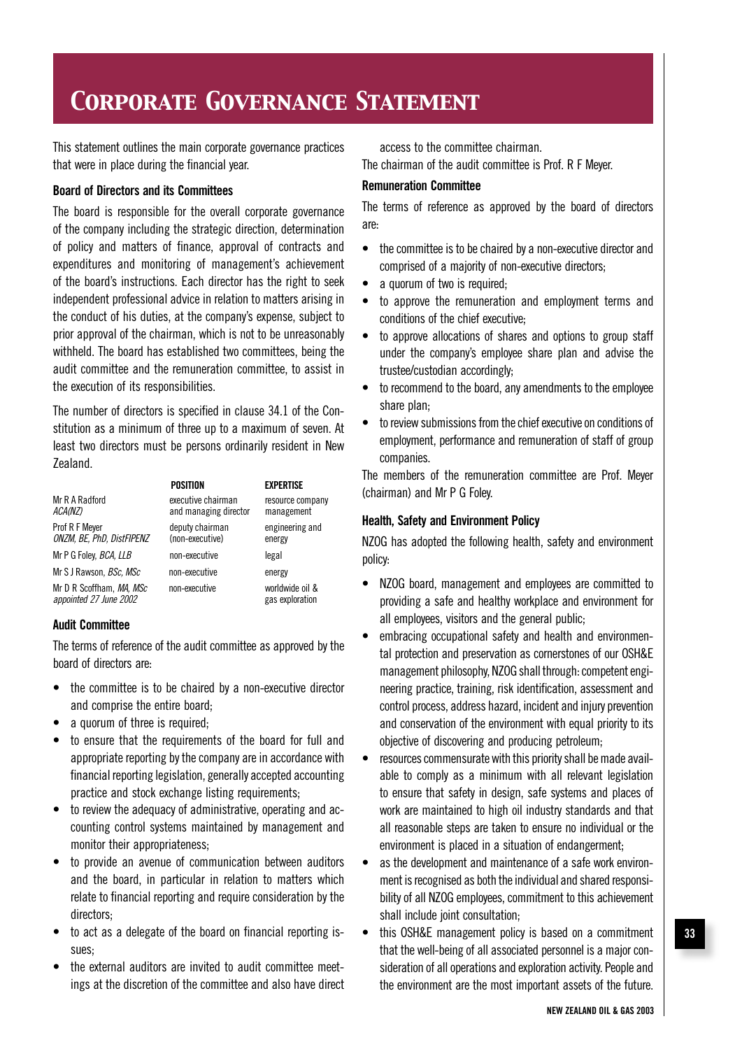# Corporate Governance Statement

This statement outlines the main corporate governance practices that were in place during the financial year.

### Board of Directors and its Committees

The board is responsible for the overall corporate governance of the company including the strategic direction, determination of policy and matters of finance, approval of contracts and expenditures and monitoring of management's achievement of the board's instructions. Each director has the right to seek independent professional advice in relation to matters arising in the conduct of his duties, at the company's expense, subject to prior approval of the chairman, which is not to be unreasonably withheld. The board has established two committees, being the audit committee and the remuneration committee, to assist in the execution of its responsibilities.

The number of directors is specified in clause 34.1 of the Constitution as a minimum of three up to a maximum of seven. At least two directors must be persons ordinarily resident in New Zealand.

| | POSITION | EXPERTISE |
|---|---|---|
| Mr R A Radford *ACA(NZ)* | executive chairman and managing director | resource company management |
| Prof R F Meyer *ONZM, BE, PhD, DistFIPENZ* | deputy chairman (non-executive) | engineering and energy |
| Mr P G Foley, *BCA, LLB* | non-executive | legal |
| Mr S J Rawson, *BSc, MSc* | non-executive | energy |
| Mr D R Scoffham, *MA, MSc* *appointed 27 June 2002* | non-executive | worldwide oil & gas exploration |

### Audit Committee

The terms of reference of the audit committee as approved by the board of directors are:

- the committee is to be chaired by a non-executive director and comprise the entire board;
- a quorum of three is required;
- to ensure that the requirements of the board for full and appropriate reporting by the company are in accordance with financial reporting legislation, generally accepted accounting practice and stock exchange listing requirements;
- to review the adequacy of administrative, operating and accounting control systems maintained by management and monitor their appropriateness;
- to provide an avenue of communication between auditors and the board, in particular in relation to matters which relate to financial reporting and require consideration by the directors;
- to act as a delegate of the board on financial reporting issues;
- the external auditors are invited to audit committee meetings at the discretion of the committee and also have direct access to the committee chairman.

The chairman of the audit committee is Prof. R F Meyer.

### Remuneration Committee

The terms of reference as approved by the board of directors are:

- the committee is to be chaired by a non-executive director and comprised of a majority of non-executive directors;
- a quorum of two is required;
- to approve the remuneration and employment terms and conditions of the chief executive;
- to approve allocations of shares and options to group staff under the company's employee share plan and advise the trustee/custodian accordingly;
- to recommend to the board, any amendments to the employee share plan;
- to review submissions from the chief executive on conditions of employment, performance and remuneration of staff of group companies.

The members of the remuneration committee are Prof. Meyer (chairman) and Mr P G Foley.

### Health, Safety and Environment Policy

NZOG has adopted the following health, safety and environment policy:

- NZOG board, management and employees are committed to providing a safe and healthy workplace and environment for all employees, visitors and the general public;
- embracing occupational safety and health and environmental protection and preservation as cornerstones of our OSH&E management philosophy, NZOG shall through: competent engineering practice, training, risk identification, assessment and control process, address hazard, incident and injury prevention and conservation of the environment with equal priority to its objective of discovering and producing petroleum;
- resources commensurate with this priority shall be made available to comply as a minimum with all relevant legislation to ensure that safety in design, safe systems and places of work are maintained to high oil industry standards and that all reasonable steps are taken to ensure no individual or the environment is placed in a situation of endangerment;
- as the development and maintenance of a safe work environment is recognised as both the individual and shared responsibility of all NZOG employees, commitment to this achievement shall include joint consultation;
- this OSH&E management policy is based on a commitment that the well-being of all associated personnel is a major consideration of all operations and exploration activity. People and the environment are the most important assets of the future.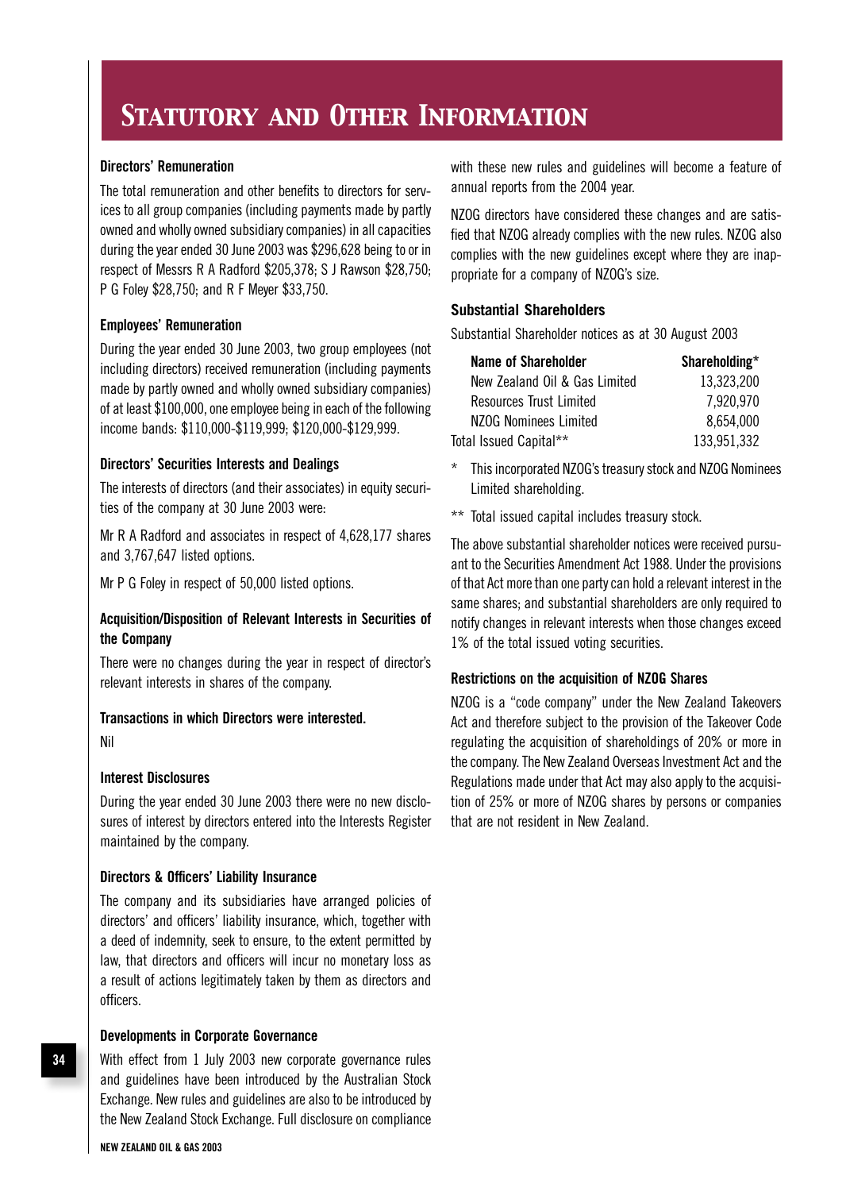# Statutory and Other Information

### Directors' Remuneration

The total remuneration and other benefits to directors for services to all group companies (including payments made by partly owned and wholly owned subsidiary companies) in all capacities during the year ended 30 June 2003 was $296,628 being to or in respect of Messrs R A Radford $205,378; S J Rawson $28,750; P G Foley $28,750; and R F Meyer $33,750.

### Employees' Remuneration

During the year ended 30 June 2003, two group employees (not including directors) received remuneration (including payments made by partly owned and wholly owned subsidiary companies) of at least $100,000, one employee being in each of the following income bands: $110,000-$119,999; $120,000-$129,999.

### Directors' Securities Interests and Dealings

The interests of directors (and their associates) in equity securities of the company at 30 June 2003 were:

Mr R A Radford and associates in respect of 4,628,177 shares and 3,767,647 listed options.

Mr P G Foley in respect of 50,000 listed options.

### Acquisition/Disposition of Relevant Interests in Securities of the Company

There were no changes during the year in respect of director's relevant interests in shares of the company.

### Transactions in which Directors were interested.

Nil

### Interest Disclosures

During the year ended 30 June 2003 there were no new disclosures of interest by directors entered into the Interests Register maintained by the company.

### Directors & Officers' Liability Insurance

The company and its subsidiaries have arranged policies of directors' and officers' liability insurance, which, together with a deed of indemnity, seek to ensure, to the extent permitted by law, that directors and officers will incur no monetary loss as a result of actions legitimately taken by them as directors and officers.

### Developments in Corporate Governance

With effect from 1 July 2003 new corporate governance rules and guidelines have been introduced by the Australian Stock Exchange. New rules and guidelines are also to be introduced by the New Zealand Stock Exchange. Full disclosure on compliance with these new rules and guidelines will become a feature of annual reports from the 2004 year.

NZOG directors have considered these changes and are satisfied that NZOG already complies with the new rules. NZOG also complies with the new guidelines except where they are inappropriate for a company of NZOG's size.

### Substantial Shareholders

Substantial Shareholder notices as at 30 August 2003

| Name of Shareholder | Shareholding* |
|---|---|
| New Zealand Oil & Gas Limited | 13,323,200 |
| Resources Trust Limited | 7,920,970 |
| NZOG Nominees Limited | 8,654,000 |
| Total Issued Capital** | 133,951,332 |

\* This incorporated NZOG's treasury stock and NZOG Nominees Limited shareholding.

** Total issued capital includes treasury stock.

The above substantial shareholder notices were received pursuant to the Securities Amendment Act 1988. Under the provisions of that Act more than one party can hold a relevant interest in the same shares; and substantial shareholders are only required to notify changes in relevant interests when those changes exceed 1% of the total issued voting securities.

### Restrictions on the acquisition of NZOG Shares

NZOG is a "code company" under the New Zealand Takeovers Act and therefore subject to the provision of the Takeover Code regulating the acquisition of shareholdings of 20% or more in the company. The New Zealand Overseas Investment Act and the Regulations made under that Act may also apply to the acquisition of 25% or more of NZOG shares by persons or companies that are not resident in New Zealand.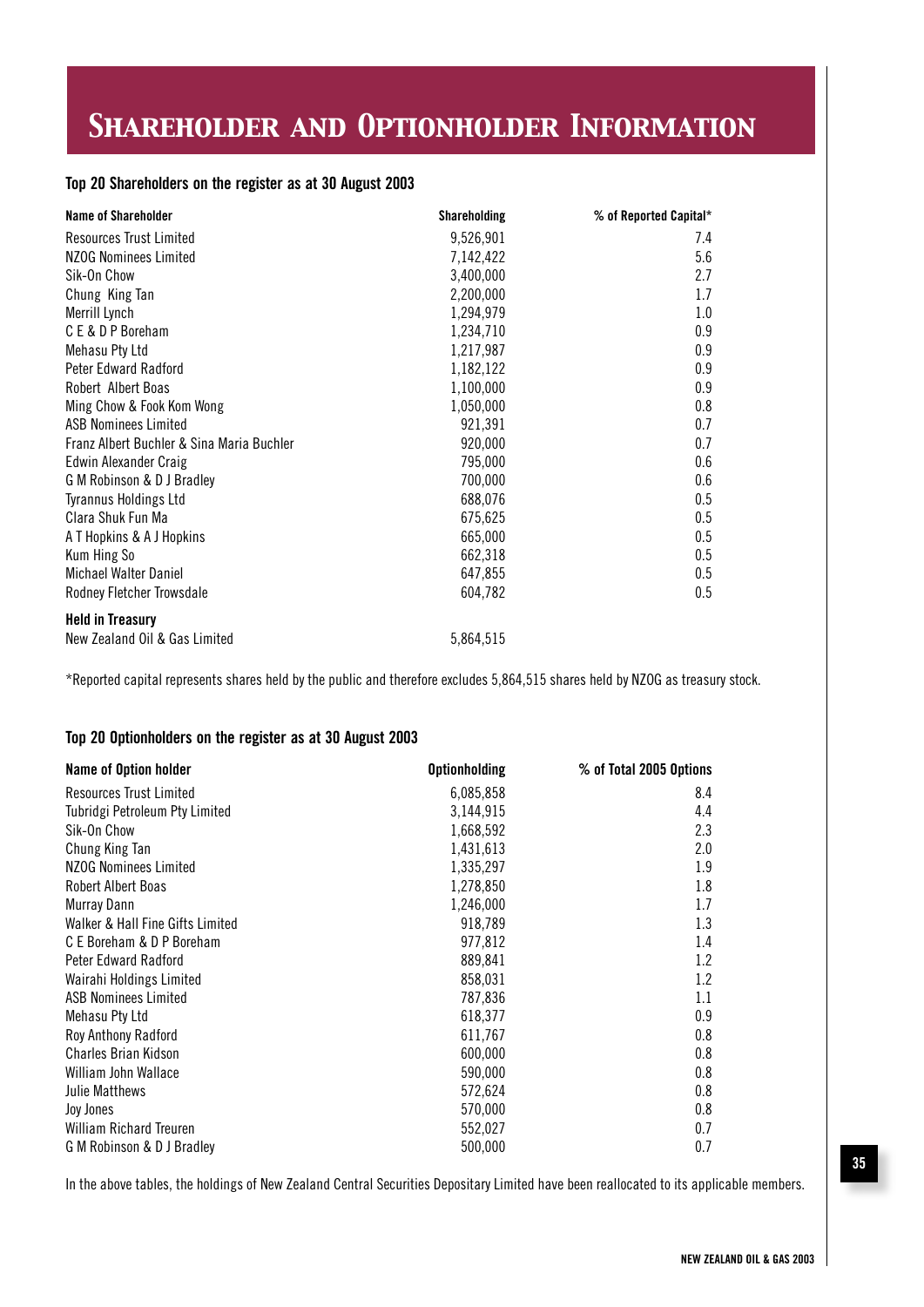# Shareholder and Optionholder Information

### Top 20 Shareholders on the register as at 30 August 2003

| Name of Shareholder | Shareholding | % of Reported Capital* |
|---|---|---|
| Resources Trust Limited | 9,526,901 | 7.4 |
| NZOG Nominees Limited | 7,142,422 | 5.6 |
| Sik-On Chow | 3,400,000 | 2.7 |
| Chung King Tan | 2,200,000 | 1.7 |
| Merrill Lynch | 1,294,979 | 1.0 |
| C E & D P Boreham | 1,234,710 | 0.9 |
| Mehasu Pty Ltd | 1,217,987 | 0.9 |
| Peter Edward Radford | 1,182,122 | 0.9 |
| Robert Albert Boas | 1,100,000 | 0.9 |
| Ming Chow & Fook Kom Wong | 1,050,000 | 0.8 |
| ASB Nominees Limited | 921,391 | 0.7 |
| Franz Albert Buchler & Sina Maria Buchler | 920,000 | 0.7 |
| Edwin Alexander Craig | 795,000 | 0.6 |
| G M Robinson & D J Bradley | 700,000 | 0.6 |
| Tyrannus Holdings Ltd | 688,076 | 0.5 |
| Clara Shuk Fun Ma | 675,625 | 0.5 |
| A T Hopkins & A J Hopkins | 665,000 | 0.5 |
| Kum Hing So | 662,318 | 0.5 |
| Michael Walter Daniel | 647,855 | 0.5 |
| Rodney Fletcher Trowsdale | 604,782 | 0.5 |
| **Held in Treasury** | | |
| New Zealand Oil & Gas Limited | 5,864,515 | |

*Reported capital represents shares held by the public and therefore excludes 5,864,515 shares held by NZOG as treasury stock.

### Top 20 Optionholders on the register as at 30 August 2003

| Name of Option holder | Optionholding | % of Total 2005 Options |
|---|---|---|
| Resources Trust Limited | 6,085,858 | 8.4 |
| Tubridgi Petroleum Pty Limited | 3,144,915 | 4.4 |
| Sik-On Chow | 1,668,592 | 2.3 |
| Chung King Tan | 1,431,613 | 2.0 |
| NZOG Nominees Limited | 1,335,297 | 1.9 |
| Robert Albert Boas | 1,278,850 | 1.8 |
| Murray Dann | 1,246,000 | 1.7 |
| Walker & Hall Fine Gifts Limited | 918,789 | 1.3 |
| C E Boreham & D P Boreham | 977,812 | 1.4 |
| Peter Edward Radford | 889,841 | 1.2 |
| Wairahi Holdings Limited | 858,031 | 1.2 |
| ASB Nominees Limited | 787,836 | 1.1 |
| Mehasu Pty Ltd | 618,377 | 0.9 |
| Roy Anthony Radford | 611,767 | 0.8 |
| Charles Brian Kidson | 600,000 | 0.8 |
| William John Wallace | 590,000 | 0.8 |
| Julie Matthews | 572,624 | 0.8 |
| Joy Jones | 570,000 | 0.8 |
| William Richard Treuren | 552,027 | 0.7 |
| G M Robinson & D J Bradley | 500,000 | 0.7 |

In the above tables, the holdings of New Zealand Central Securities Depositary Limited have been reallocated to its applicable members.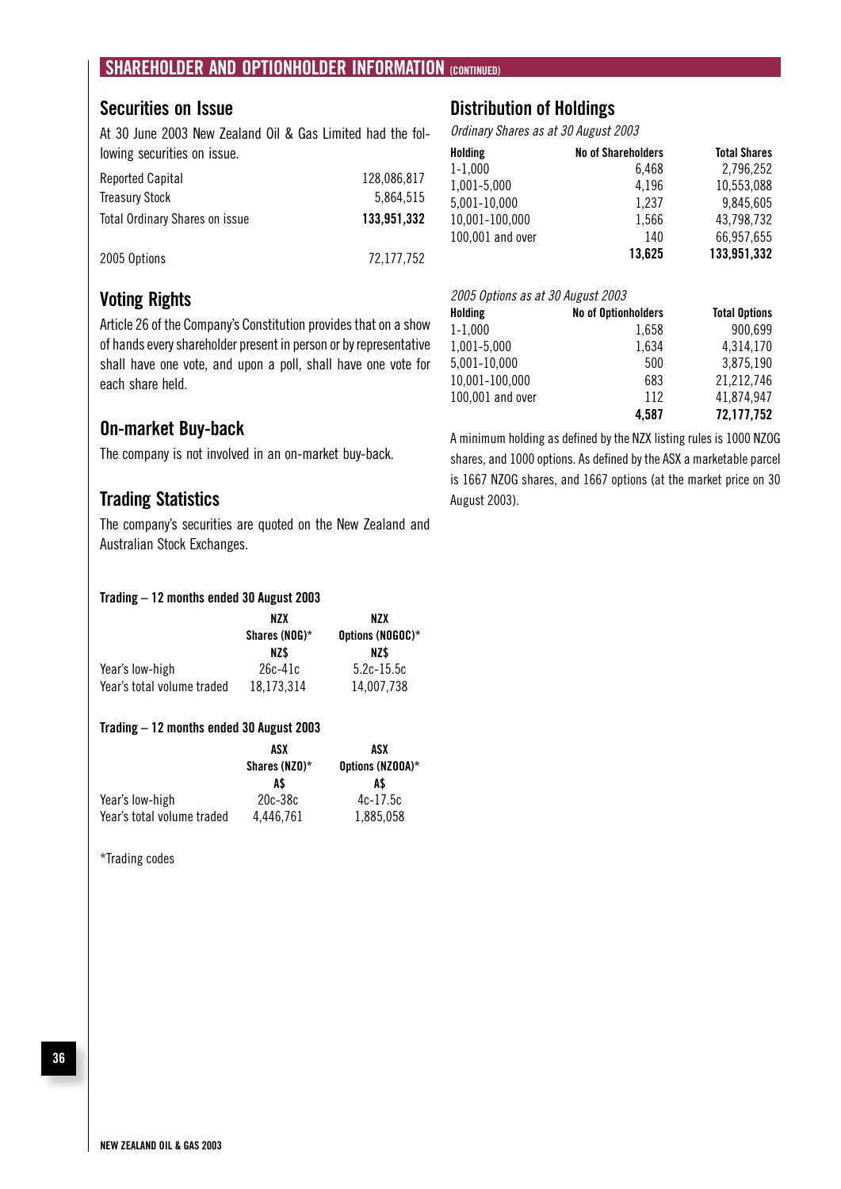## SHAREHOLDER AND OPTIONHOLDER INFORMATION (CONTINUED)

## Securities on Issue

At 30 June 2003 New Zealand Oil & Gas Limited had the following securities on issue.

| | |
|---|---|
| Reported Capital | 128,086,817 |
| Treasury Stock | 5,864,515 |
| Total Ordinary Shares on issue | **133,951,332** |
| | |
| 2005 Options | 72,177,752 |

## Voting Rights

Article 26 of the Company's Constitution provides that on a show of hands every shareholder present in person or by representative shall have one vote, and upon a poll, shall have one vote for each share held.

## On-market Buy-back

The company is not involved in an on-market buy-back.

## Trading Statistics

The company's securities are quoted on the New Zealand and Australian Stock Exchanges.

**Trading – 12 months ended 30 August 2003**

| | NZX Shares (NOG)* NZ$ | NZX Options (NOGOC)* NZ$ |
|---|---|---|
| Year's low-high | 26c-41c | 5.2c-15.5c |
| Year's total volume traded | 18,173,314 | 14,007,738 |

**Trading – 12 months ended 30 August 2003**

| | ASX Shares (NZO)* A$ | ASX Options (NZOOA)* A$ |
|---|---|---|
| Year's low-high | 20c-38c | 4c-17.5c |
| Year's total volume traded | 4,446,761 | 1,885,058 |

*Trading codes

## Distribution of Holdings

*Ordinary Shares as at 30 August 2003*

| Holding | No of Shareholders | Total Shares |
|---|---|---|
| 1-1,000 | 6,468 | 2,796,252 |
| 1,001-5,000 | 4,196 | 10,553,088 |
| 5,001-10,000 | 1,237 | 9,845,605 |
| 10,001-100,000 | 1,566 | 43,798,732 |
| 100,001 and over | 140 | 66,957,655 |
| | **13,625** | **133,951,332** |

*2005 Options as at 30 August 2003*

| Holding | No of Optionholders | Total Options |
|---|---|---|
| 1-1,000 | 1,658 | 900,699 |
| 1,001-5,000 | 1,634 | 4,314,170 |
| 5,001-10,000 | 500 | 3,875,190 |
| 10,001-100,000 | 683 | 21,212,746 |
| 100,001 and over | 112 | 41,874,947 |
| | **4,587** | **72,177,752** |

A minimum holding as defined by the NZX listing rules is 1000 NZOG shares, and 1000 options. As defined by the ASX a marketable parcel is 1667 NZOG shares, and 1667 options (at the market price on 30 August 2003).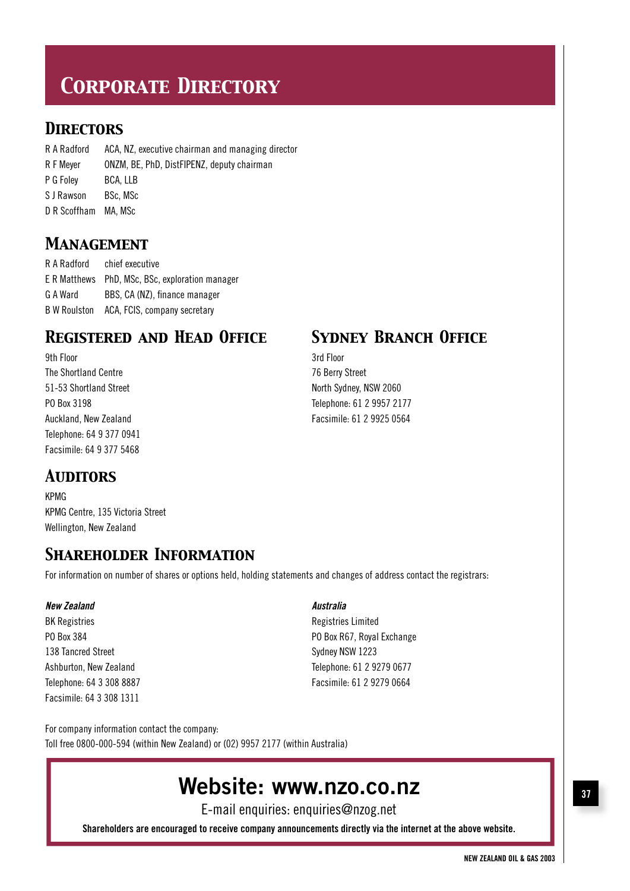# Corporate Directory

## Directors

R A Radford ACA, NZ, executive chairman and managing director
R F Meyer ONZM, BE, PhD, DistFIPENZ, deputy chairman
P G Foley BCA, LLB
S J Rawson BSc, MSc
D R Scoffham MA, MSc

## Management

R A Radford chief executive
E R Matthews PhD, MSc, BSc, exploration manager
G A Ward BBS, CA (NZ), finance manager
B W Roulston ACA, FCIS, company secretary

## Registered and Head Office

9th Floor
The Shortland Centre
51-53 Shortland Street
PO Box 3198
Auckland, New Zealand
Telephone: 64 9 377 0941
Facsimile: 64 9 377 5468

## Sydney Branch Office

3rd Floor
76 Berry Street
North Sydney, NSW 2060
Telephone: 61 2 9957 2177
Facsimile: 61 2 9925 0564

## Auditors

KPMG
KPMG Centre, 135 Victoria Street
Wellington, New Zealand

## Shareholder Information

For information on number of shares or options held, holding statements and changes of address contact the registrars:

***New Zealand***
BK Registries
PO Box 384
138 Tancred Street
Ashburton, New Zealand
Telephone: 64 3 308 8887
Facsimile: 64 3 308 1311

***Australia***
Registries Limited
PO Box R67, Royal Exchange
Sydney NSW 1223
Telephone: 61 2 9279 0677
Facsimile: 61 2 9279 0664

For company information contact the company:
Toll free 0800-000-594 (within New Zealand) or (02) 9957 2177 (within Australia)

**Website: www.nzo.co.nz**

E-mail enquiries: enquiries@nzog.net

**Shareholders are encouraged to receive company announcements directly via the internet at the above website.**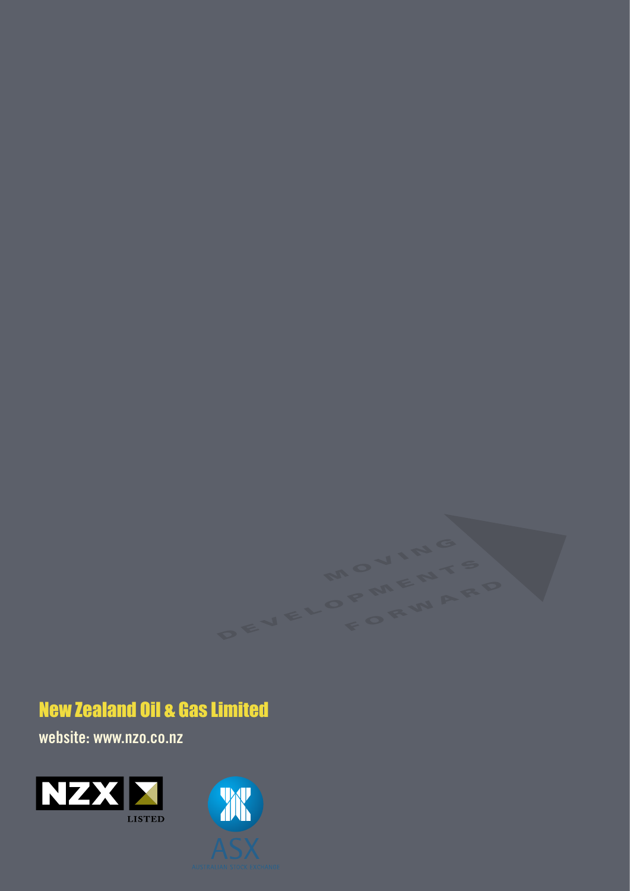MOVING
DEVELOPMENTS
FORWARD

**New Zealand Oil & Gas Limited**

**website: www.nzo.co.nz**

NZX LISTED

ASX
AUSTRALIAN STOCK EXCHANGE